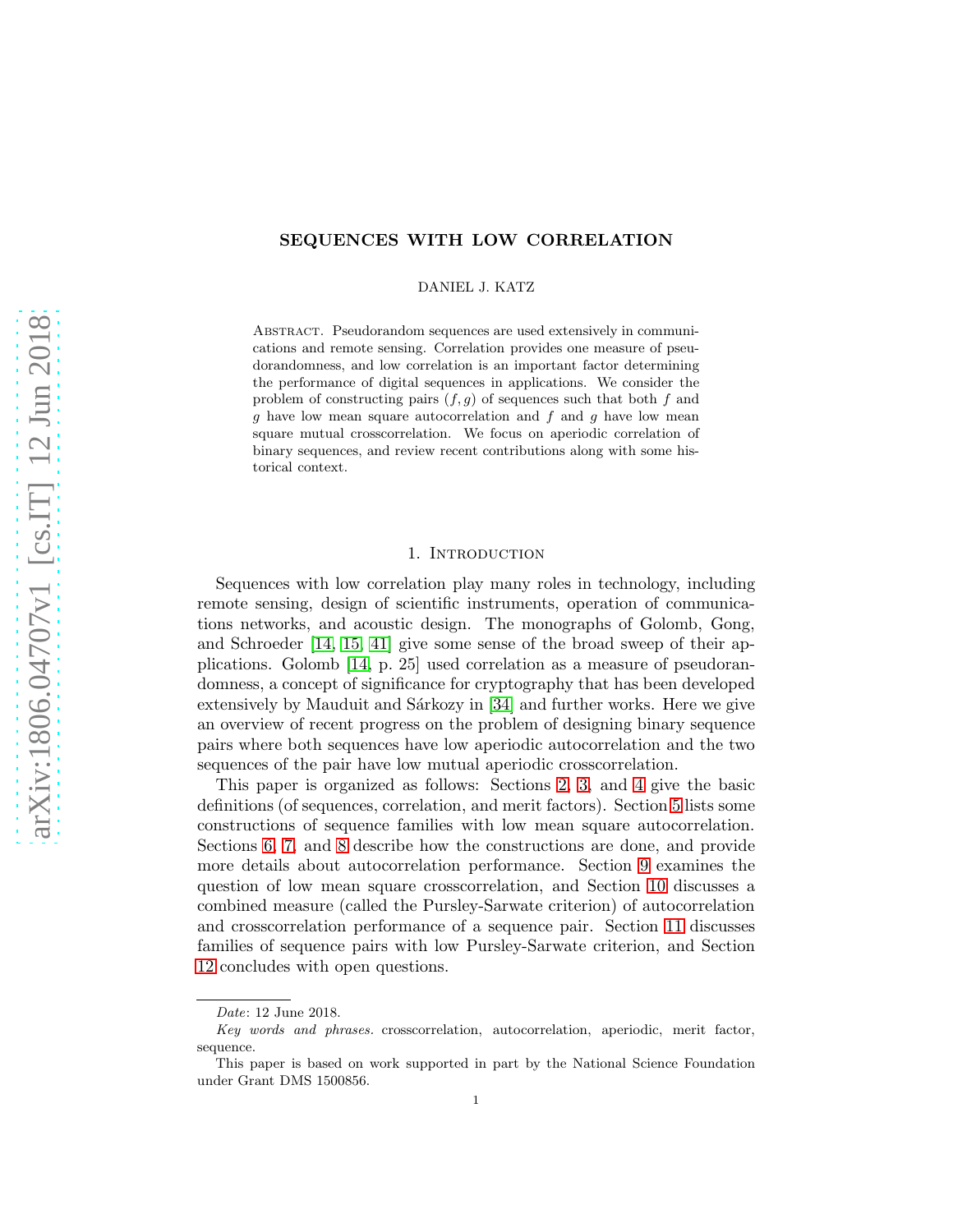# SEQUENCES WITH LOW CORRELATION

DANIEL J. KATZ

Abstract. Pseudorandom sequences are used extensively in communications and remote sensing. Correlation provides one measure of pseudorandomness, and low correlation is an important factor determining the performance of digital sequences in applications. We consider the problem of constructing pairs $(f, g)$ of sequences such that both $f$ and $g$ have low mean square autocorrelation and $f$ and $g$ have low mean square mutual crosscorrelation. We focus on aperiodic correlation of binary sequences, and review recent contributions along with some historical context.

## 1. Introduction

Sequences with low correlation play many roles in technology, including remote sensing, design of scientific instruments, operation of communications networks, and acoustic design. The monographs of Golomb, Gong, and Schroeder [14, 15, 41] give some sense of the broad sweep of their applications. Golomb [14, p. 25] used correlation as a measure of pseudorandomness, a concept of significance for cryptography that has been developed extensively by Mauduit and Sárkozy in [34] and further works. Here we give an overview of recent progress on the problem of designing binary sequence pairs where both sequences have low aperiodic autocorrelation and the two sequences of the pair have low mutual aperiodic crosscorrelation.

This paper is organized as follows: Sections 2, 3, and 4 give the basic definitions (of sequences, correlation, and merit factors). Section 5 lists some constructions of sequence families with low mean square autocorrelation. Sections 6, 7, and 8 describe how the constructions are done, and provide more details about autocorrelation performance. Section 9 examines the question of low mean square crosscorrelation, and Section 10 discusses a combined measure (called the Pursley-Sarwate criterion) of autocorrelation and crosscorrelation performance of a sequence pair. Section 11 discusses families of sequence pairs with low Pursley-Sarwate criterion, and Section 12 concludes with open questions.

*Date*: 12 June 2018.

*Key words and phrases.* crosscorrelation, autocorrelation, aperiodic, merit factor, sequence.

This paper is based on work supported in part by the National Science Foundation under Grant DMS 1500856.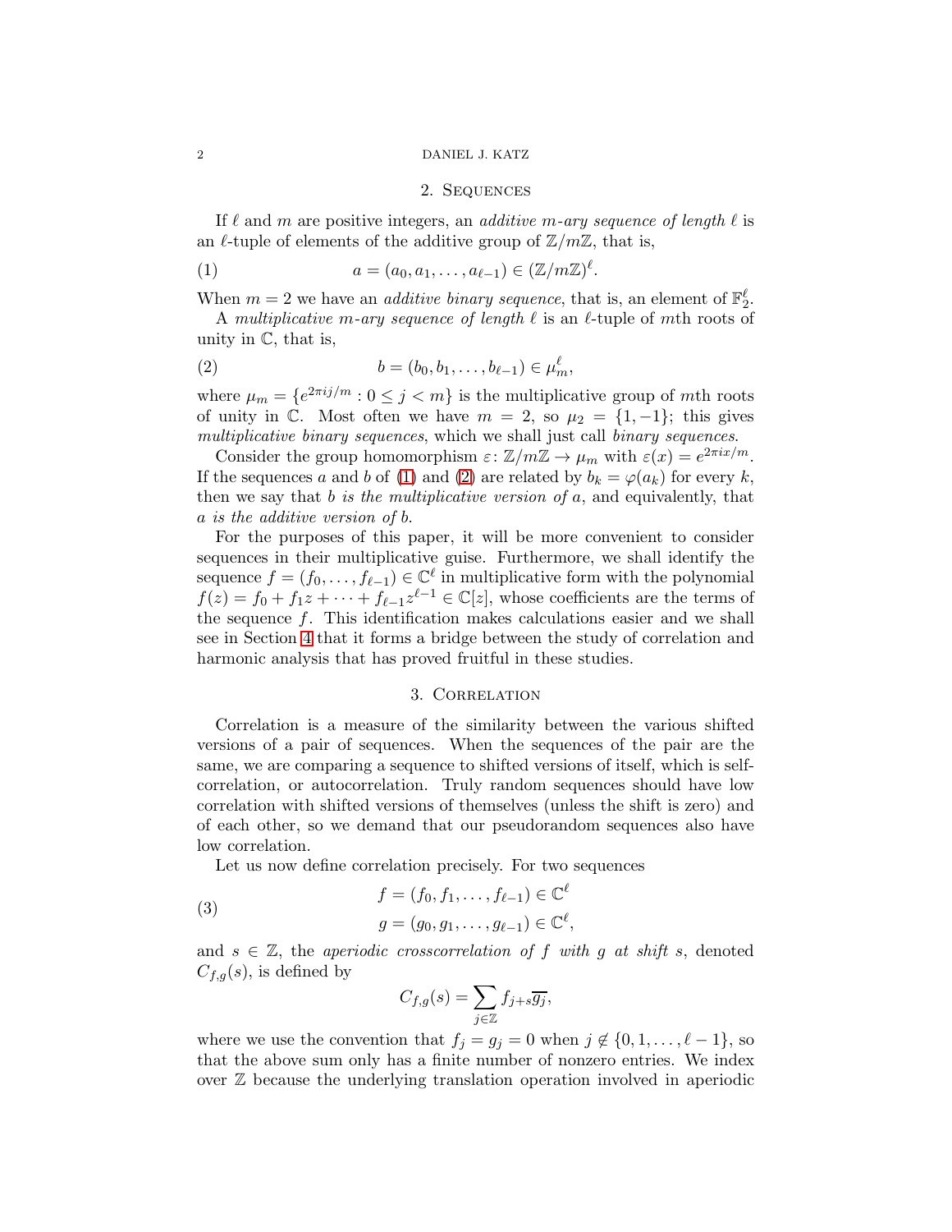## 2. Sequences

If $\ell$ and $m$ are positive integers, an *additive $m$-ary sequence of length $\ell$* is an $\ell$-tuple of elements of the additive group of $\mathbb{Z}/m\mathbb{Z}$, that is,

$$a = (a_0, a_1, \ldots, a_{\ell-1}) \in (\mathbb{Z}/m\mathbb{Z})^\ell. \tag{1}$$

When $m = 2$ we have an *additive binary sequence*, that is, an element of $\mathbb{F}_2^\ell$.

A *multiplicative $m$-ary sequence of length $\ell$* is an $\ell$-tuple of $m$th roots of unity in $\mathbb{C}$, that is,

$$b = (b_0, b_1, \ldots, b_{\ell-1}) \in \mu_m^\ell, \tag{2}$$

where $\mu_m = \{e^{2\pi i j/m} : 0 \leq j < m\}$ is the multiplicative group of $m$th roots of unity in $\mathbb{C}$. Most often we have $m = 2$, so $\mu_2 = \{1, -1\}$; this gives *multiplicative binary sequences*, which we shall just call *binary sequences*.

Consider the group homomorphism $\varepsilon\colon \mathbb{Z}/m\mathbb{Z} \to \mu_m$ with $\varepsilon(x) = e^{2\pi i x/m}$. If the sequences $a$ and $b$ of (1) and (2) are related by $b_k = \varphi(a_k)$ for every $k$, then we say that *$b$ is the multiplicative version of $a$*, and equivalently, that *$a$ is the additive version of $b$*.

For the purposes of this paper, it will be more convenient to consider sequences in their multiplicative guise. Furthermore, we shall identify the sequence $f = (f_0, \ldots, f_{\ell-1}) \in \mathbb{C}^\ell$ in multiplicative form with the polynomial $f(z) = f_0 + f_1 z + \cdots + f_{\ell-1} z^{\ell-1} \in \mathbb{C}[z]$, whose coefficients are the terms of the sequence $f$. This identification makes calculations easier and we shall see in Section 4 that it forms a bridge between the study of correlation and harmonic analysis that has proved fruitful in these studies.

## 3. Correlation

Correlation is a measure of the similarity between the various shifted versions of a pair of sequences. When the sequences of the pair are the same, we are comparing a sequence to shifted versions of itself, which is self-correlation, or autocorrelation. Truly random sequences should have low correlation with shifted versions of themselves (unless the shift is zero) and of each other, so we demand that our pseudorandom sequences also have low correlation.

Let us now define correlation precisely. For two sequences

$$\begin{aligned} f &= (f_0, f_1, \ldots, f_{\ell-1}) \in \mathbb{C}^\ell \\ g &= (g_0, g_1, \ldots, g_{\ell-1}) \in \mathbb{C}^\ell, \end{aligned} \tag{3}$$

and $s \in \mathbb{Z}$, the *aperiodic crosscorrelation of $f$ with $g$ at shift $s$*, denoted $C_{f,g}(s)$, is defined by

$$C_{f,g}(s) = \sum_{j \in \mathbb{Z}} f_{j+s} \overline{g_j},$$

where we use the convention that $f_j = g_j = 0$ when $j \notin \{0, 1, \ldots, \ell-1\}$, so that the above sum only has a finite number of nonzero entries. We index over $\mathbb{Z}$ because the underlying translation operation involved in aperiodic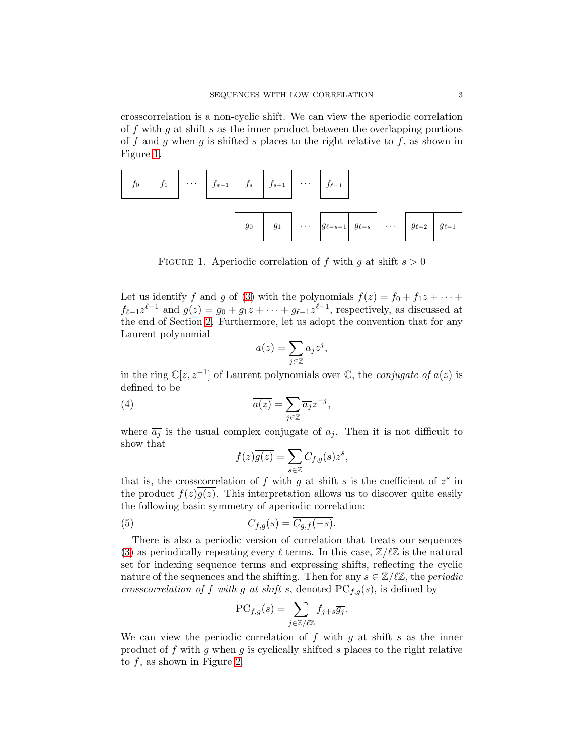crosscorrelation is a non-cyclic shift. We can view the aperiodic correlation of $f$ with $g$ at shift $s$ as the inner product between the overlapping portions of $f$ and $g$ when $g$ is shifted $s$ places to the right relative to $f$, as shown in Figure 1.

FIGURE 1. Aperiodic correlation of $f$ with $g$ at shift $s > 0$

Let us identify $f$ and $g$ of (3) with the polynomials $f(z) = f_0 + f_1 z + \cdots + f_{\ell-1} z^{\ell-1}$ and $g(z) = g_0 + g_1 z + \cdots + g_{\ell-1} z^{\ell-1}$, respectively, as discussed at the end of Section 2. Furthermore, let us adopt the convention that for any Laurent polynomial

$$a(z) = \sum_{j \in \mathbb{Z}} a_j z^j,$$

in the ring $\mathbb{C}[z, z^{-1}]$ of Laurent polynomials over $\mathbb{C}$, the *conjugate of* $a(z)$ is defined to be

$$\overline{a(z)} = \sum_{j \in \mathbb{Z}} \overline{a_j} z^{-j}, \tag{4}$$

where $\overline{a_j}$ is the usual complex conjugate of $a_j$. Then it is not difficult to show that

$$f(z)\overline{g(z)} = \sum_{s \in \mathbb{Z}} C_{f,g}(s) z^s,$$

that is, the crosscorrelation of $f$ with $g$ at shift $s$ is the coefficient of $z^s$ in the product $f(z)\overline{g(z)}$. This interpretation allows us to discover quite easily the following basic symmetry of aperiodic correlation:

$$C_{f,g}(s) = \overline{C_{g,f}(-s)}. \tag{5}$$

There is also a periodic version of correlation that treats our sequences (3) as periodically repeating every $\ell$ terms. In this case, $\mathbb{Z}/\ell\mathbb{Z}$ is the natural set for indexing sequence terms and expressing shifts, reflecting the cyclic nature of the sequences and the shifting. Then for any $s \in \mathbb{Z}/\ell\mathbb{Z}$, the *periodic crosscorrelation of $f$ with $g$ at shift $s$*, denoted $\mathrm{PC}_{f,g}(s)$, is defined by

$$\mathrm{PC}_{f,g}(s) = \sum_{j \in \mathbb{Z}/\ell\mathbb{Z}} f_{j+s}\overline{g_j}.$$

We can view the periodic correlation of $f$ with $g$ at shift $s$ as the inner product of $f$ with $g$ when $g$ is cyclically shifted $s$ places to the right relative to $f$, as shown in Figure 2.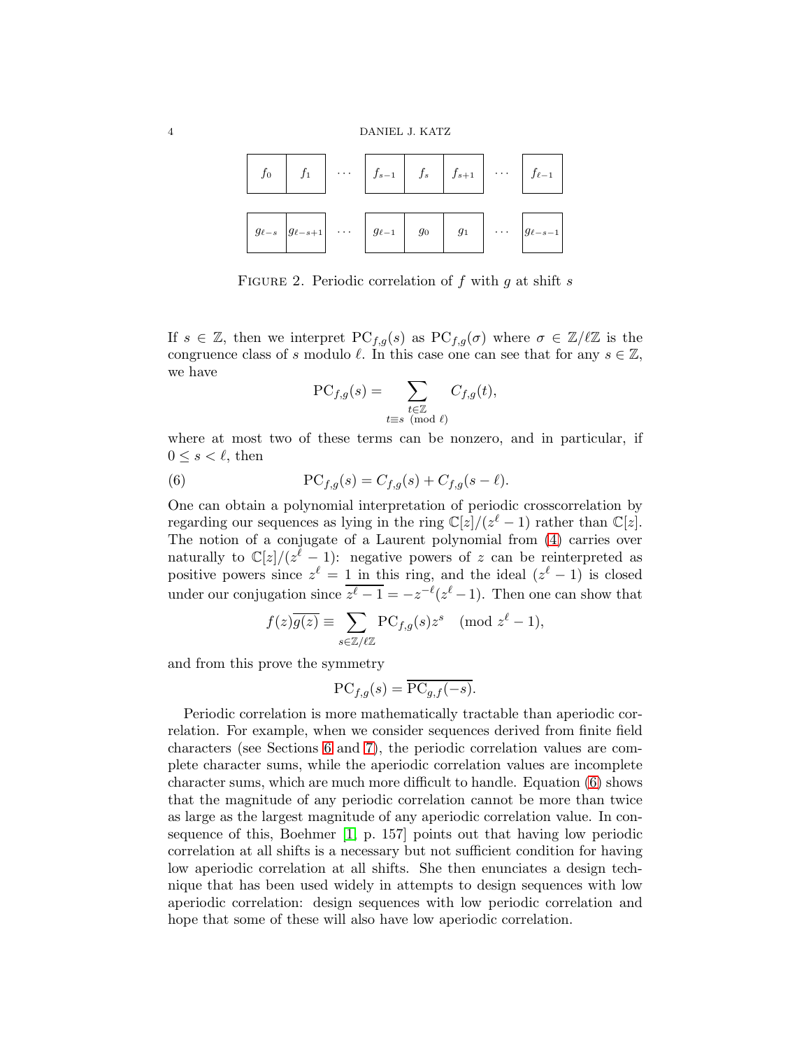| $f_0$ | $f_1$ | $\cdots$ | $f_{s-1}$ | $f_s$ | $f_{s+1}$ | $\cdots$ | $f_{\ell-1}$ |
|---|---|---|---|---|---|---|---|
| $g_{\ell-s}$ | $g_{\ell-s+1}$ | $\cdots$ | $g_{\ell-1}$ | $g_0$ | $g_1$ | $\cdots$ | $g_{\ell-s-1}$ |

Figure 2. Periodic correlation of $f$ with $g$ at shift $s$

If $s \in \mathbb{Z}$, then we interpret $\mathrm{PC}_{f,g}(s)$ as $\mathrm{PC}_{f,g}(\sigma)$ where $\sigma \in \mathbb{Z}/\ell\mathbb{Z}$ is the congruence class of $s$ modulo $\ell$. In this case one can see that for any $s \in \mathbb{Z}$, we have

$$\mathrm{PC}_{f,g}(s) = \sum_{\substack{t \in \mathbb{Z} \\ t \equiv s \pmod{\ell}}} C_{f,g}(t),$$

where at most two of these terms can be nonzero, and in particular, if $0 \leq s < \ell$, then

$$\mathrm{PC}_{f,g}(s) = C_{f,g}(s) + C_{f,g}(s-\ell). \tag{6}$$

One can obtain a polynomial interpretation of periodic crosscorrelation by regarding our sequences as lying in the ring $\mathbb{C}[z]/(z^\ell - 1)$ rather than $\mathbb{C}[z]$. The notion of a conjugate of a Laurent polynomial from (4) carries over naturally to $\mathbb{C}[z]/(z^\ell - 1)$: negative powers of $z$ can be reinterpreted as positive powers since $z^\ell = 1$ in this ring, and the ideal $(z^\ell - 1)$ is closed under our conjugation since $\overline{z^\ell - 1} = -z^{-\ell}(z^\ell - 1)$. Then one can show that

$$f(z)\overline{g(z)} \equiv \sum_{s \in \mathbb{Z}/\ell\mathbb{Z}} \mathrm{PC}_{f,g}(s) z^s \pmod{z^\ell - 1},$$

and from this prove the symmetry

$$\mathrm{PC}_{f,g}(s) = \overline{\mathrm{PC}_{g,f}(-s)}.$$

Periodic correlation is more mathematically tractable than aperiodic correlation. For example, when we consider sequences derived from finite field characters (see Sections 6 and 7), the periodic correlation values are complete character sums, while the aperiodic correlation values are incomplete character sums, which are much more difficult to handle. Equation (6) shows that the magnitude of any periodic correlation cannot be more than twice as large as the largest magnitude of any aperiodic correlation value. In consequence of this, Boehmer [1, p. 157] points out that having low periodic correlation at all shifts is a necessary but not sufficient condition for having low aperiodic correlation at all shifts. She then enunciates a design technique that has been used widely in attempts to design sequences with low aperiodic correlation: design sequences with low periodic correlation and hope that some of these will also have low aperiodic correlation.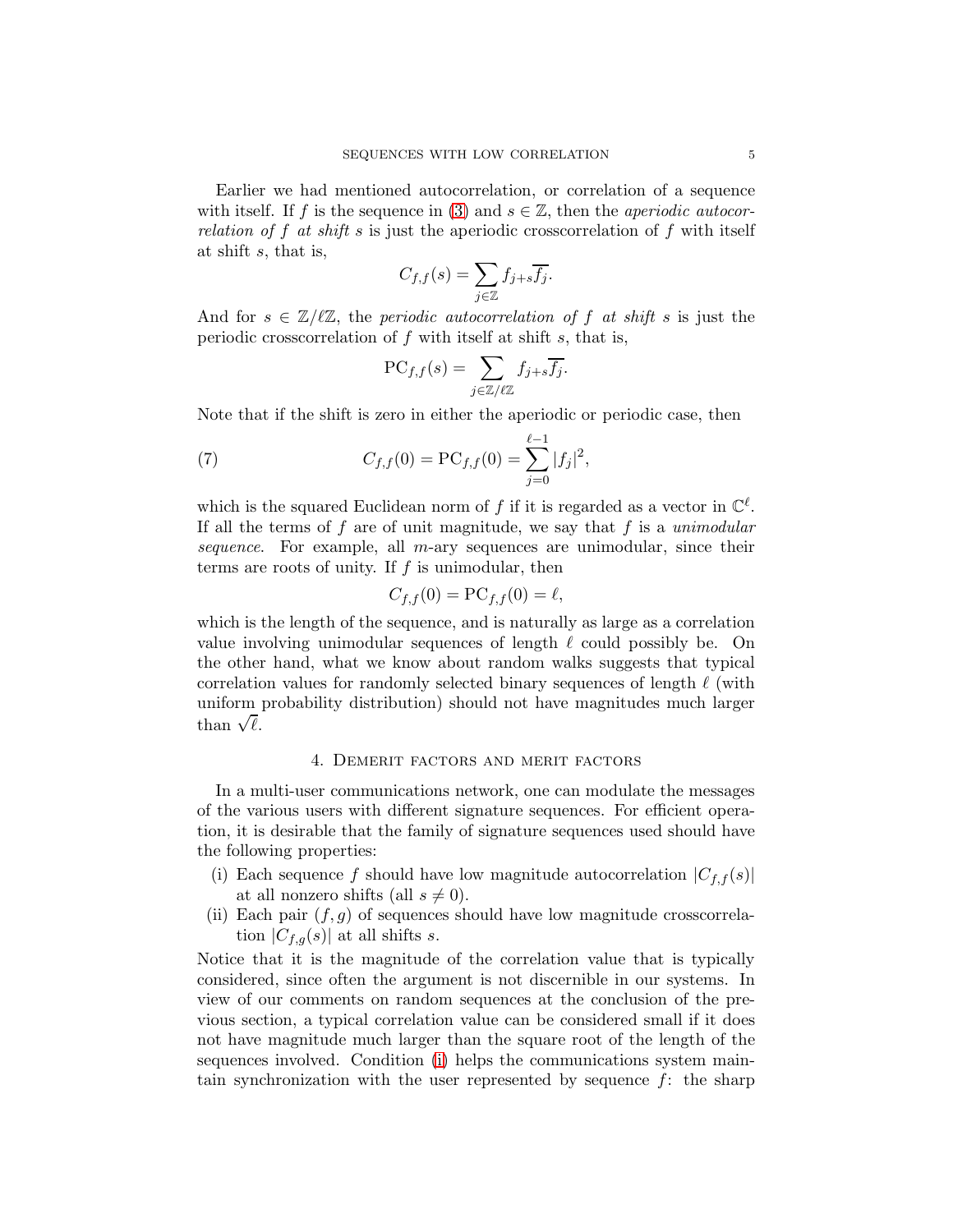Earlier we had mentioned autocorrelation, or correlation of a sequence with itself. If $f$ is the sequence in (3) and $s \in \mathbb{Z}$, then the *aperiodic autocorrelation of $f$ at shift $s$* is just the aperiodic crosscorrelation of $f$ with itself at shift $s$, that is,

$$C_{f,f}(s) = \sum_{j \in \mathbb{Z}} f_{j+s} \overline{f_j}.$$

And for $s \in \mathbb{Z}/\ell\mathbb{Z}$, the *periodic autocorrelation of $f$ at shift $s$* is just the periodic crosscorrelation of $f$ with itself at shift $s$, that is,

$$\mathrm{PC}_{f,f}(s) = \sum_{j \in \mathbb{Z}/\ell\mathbb{Z}} f_{j+s} \overline{f_j}.$$

Note that if the shift is zero in either the aperiodic or periodic case, then

$$C_{f,f}(0) = \mathrm{PC}_{f,f}(0) = \sum_{j=0}^{\ell-1} |f_j|^2, \tag{7}$$

which is the squared Euclidean norm of $f$ if it is regarded as a vector in $\mathbb{C}^\ell$. If all the terms of $f$ are of unit magnitude, we say that $f$ is a *unimodular sequence*. For example, all $m$-ary sequences are unimodular, since their terms are roots of unity. If $f$ is unimodular, then

$$C_{f,f}(0) = \mathrm{PC}_{f,f}(0) = \ell,$$

which is the length of the sequence, and is naturally as large as a correlation value involving unimodular sequences of length $\ell$ could possibly be. On the other hand, what we know about random walks suggests that typical correlation values for randomly selected binary sequences of length $\ell$ (with uniform probability distribution) should not have magnitudes much larger than $\sqrt{\ell}$.

## 4. Demerit factors and merit factors

In a multi-user communications network, one can modulate the messages of the various users with different signature sequences. For efficient operation, it is desirable that the family of signature sequences used should have the following properties:

(i) Each sequence $f$ should have low magnitude autocorrelation $|C_{f,f}(s)|$ at all nonzero shifts (all $s \neq 0$).

(ii) Each pair $(f, g)$ of sequences should have low magnitude crosscorrelation $|C_{f,g}(s)|$ at all shifts $s$.

Notice that it is the magnitude of the correlation value that is typically considered, since often the argument is not discernible in our systems. In view of our comments on random sequences at the conclusion of the previous section, a typical correlation value can be considered small if it does not have magnitude much larger than the square root of the length of the sequences involved. Condition (i) helps the communications system maintain synchronization with the user represented by sequence $f$: the sharp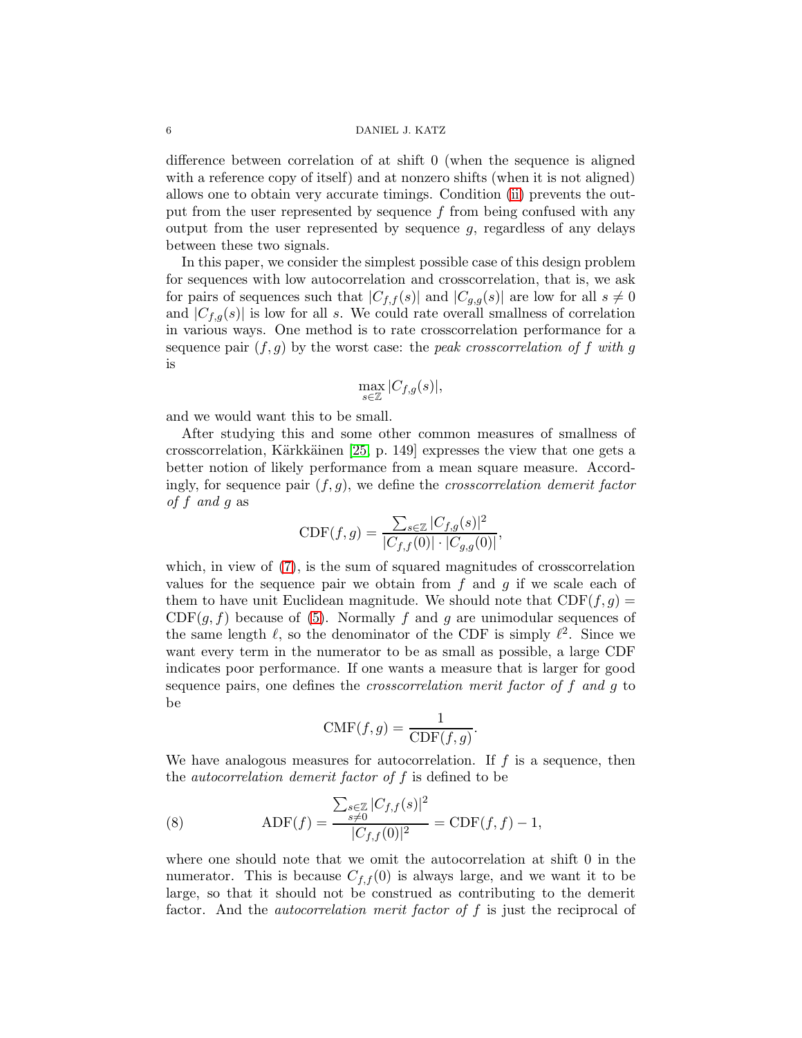difference between correlation of at shift 0 (when the sequence is aligned with a reference copy of itself) and at nonzero shifts (when it is not aligned) allows one to obtain very accurate timings. Condition (ii) prevents the output from the user represented by sequence $f$ from being confused with any output from the user represented by sequence $g$, regardless of any delays between these two signals.

In this paper, we consider the simplest possible case of this design problem for sequences with low autocorrelation and crosscorrelation, that is, we ask for pairs of sequences such that $|C_{f,f}(s)|$ and $|C_{g,g}(s)|$ are low for all $s \neq 0$ and $|C_{f,g}(s)|$ is low for all $s$. We could rate overall smallness of correlation in various ways. One method is to rate crosscorrelation performance for a sequence pair $(f, g)$ by the worst case: the *peak crosscorrelation of $f$ with $g$* is

$$\max_{s \in \mathbb{Z}} |C_{f,g}(s)|,$$

and we would want this to be small.

After studying this and some other common measures of smallness of crosscorrelation, Kärkkäinen [25, p. 149] expresses the view that one gets a better notion of likely performance from a mean square measure. Accordingly, for sequence pair $(f, g)$, we define the *crosscorrelation demerit factor of $f$ and $g$* as

$$\mathrm{CDF}(f, g) = \frac{\sum_{s \in \mathbb{Z}} |C_{f,g}(s)|^2}{|C_{f,f}(0)| \cdot |C_{g,g}(0)|},$$

which, in view of (7), is the sum of squared magnitudes of crosscorrelation values for the sequence pair we obtain from $f$ and $g$ if we scale each of them to have unit Euclidean magnitude. We should note that $\mathrm{CDF}(f, g) = \mathrm{CDF}(g, f)$ because of (5). Normally $f$ and $g$ are unimodular sequences of the same length $\ell$, so the denominator of the CDF is simply $\ell^2$. Since we want every term in the numerator to be as small as possible, a large CDF indicates poor performance. If one wants a measure that is larger for good sequence pairs, one defines the *crosscorrelation merit factor of $f$ and $g$* to be

$$\mathrm{CMF}(f, g) = \frac{1}{\mathrm{CDF}(f, g)}.$$

We have analogous measures for autocorrelation. If $f$ is a sequence, then the *autocorrelation demerit factor of $f$* is defined to be

$$\mathrm{ADF}(f) = \frac{\sum_{\substack{s \in \mathbb{Z} \\ s \neq 0}} |C_{f,f}(s)|^2}{|C_{f,f}(0)|^2} = \mathrm{CDF}(f, f) - 1, \tag{8}$$

where one should note that we omit the autocorrelation at shift 0 in the numerator. This is because $C_{f,f}(0)$ is always large, and we want it to be large, so that it should not be construed as contributing to the demerit factor. And the *autocorrelation merit factor of $f$* is just the reciprocal of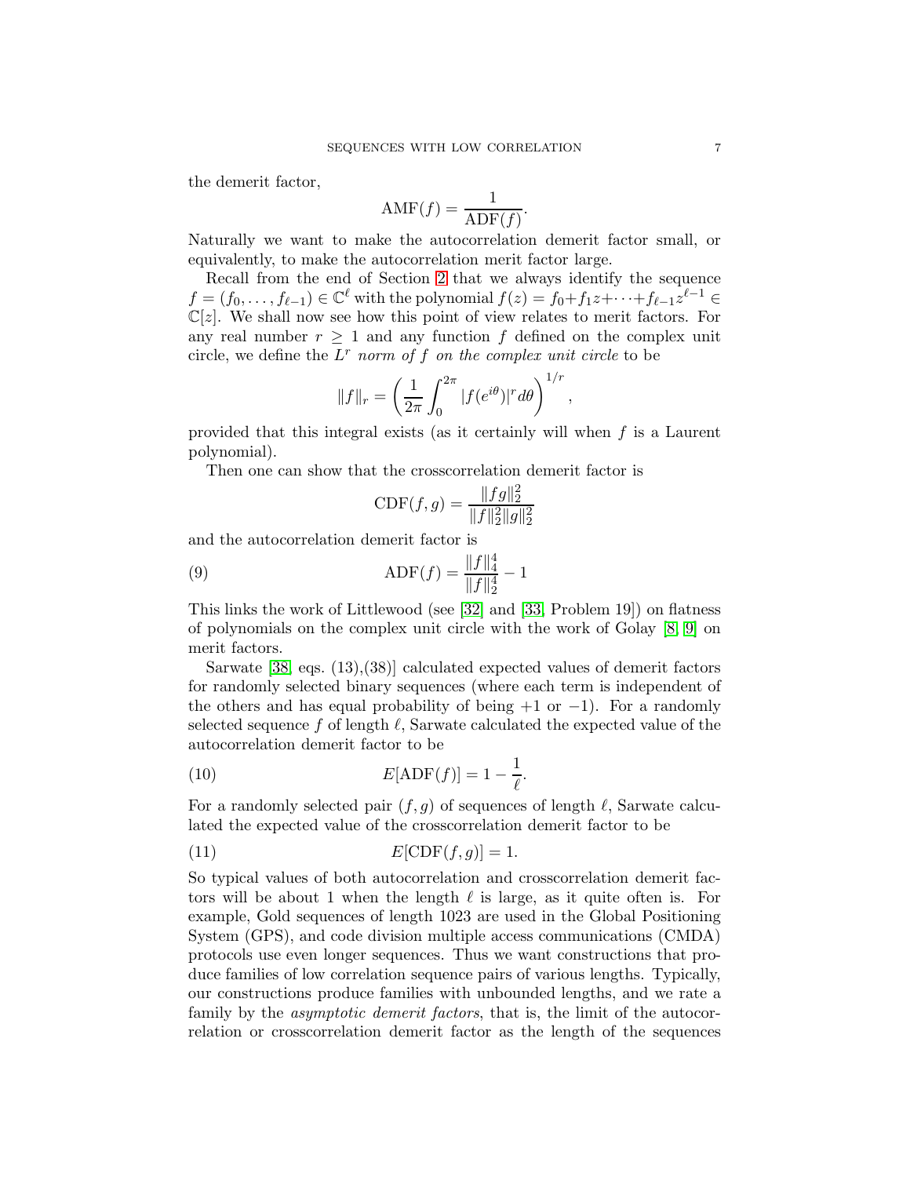the demerit factor,

$$\mathrm{AMF}(f) = \frac{1}{\mathrm{ADF}(f)}.$$

Naturally we want to make the autocorrelation demerit factor small, or equivalently, to make the autocorrelation merit factor large.

Recall from the end of Section 2 that we always identify the sequence $f = (f_0, \ldots, f_{\ell-1}) \in \mathbb{C}^\ell$ with the polynomial $f(z) = f_0 + f_1 z + \cdots + f_{\ell-1} z^{\ell-1} \in \mathbb{C}[z]$. We shall now see how this point of view relates to merit factors. For any real number $r \geq 1$ and any function $f$ defined on the complex unit circle, we define the $L^r$ *norm of* $f$ *on the complex unit circle* to be

$$\|f\|_r = \left( \frac{1}{2\pi} \int_0^{2\pi} |f(e^{i\theta})|^r d\theta \right)^{1/r},$$

provided that this integral exists (as it certainly will when $f$ is a Laurent polynomial).

Then one can show that the crosscorrelation demerit factor is

$$\mathrm{CDF}(f, g) = \frac{\|fg\|_2^2}{\|f\|_2^2 \|g\|_2^2}$$

and the autocorrelation demerit factor is

$$\mathrm{ADF}(f) = \frac{\|f\|_4^4}{\|f\|_2^4} - 1 \tag{9}$$

This links the work of Littlewood (see [32] and [33, Problem 19]) on flatness of polynomials on the complex unit circle with the work of Golay [8, 9] on merit factors.

Sarwate [38, eqs. (13),(38)] calculated expected values of demerit factors for randomly selected binary sequences (where each term is independent of the others and has equal probability of being $+1$ or $-1$). For a randomly selected sequence $f$ of length $\ell$, Sarwate calculated the expected value of the autocorrelation demerit factor to be

$$E[\mathrm{ADF}(f)] = 1 - \frac{1}{\ell}. \tag{10}$$

For a randomly selected pair $(f, g)$ of sequences of length $\ell$, Sarwate calculated the expected value of the crosscorrelation demerit factor to be

$$E[\mathrm{CDF}(f, g)] = 1. \tag{11}$$

So typical values of both autocorrelation and crosscorrelation demerit factors will be about 1 when the length $\ell$ is large, as it quite often is. For example, Gold sequences of length 1023 are used in the Global Positioning System (GPS), and code division multiple access communications (CMDA) protocols use even longer sequences. Thus we want constructions that produce families of low correlation sequence pairs of various lengths. Typically, our constructions produce families with unbounded lengths, and we rate a family by the *asymptotic demerit factors*, that is, the limit of the autocorrelation or crosscorrelation demerit factor as the length of the sequences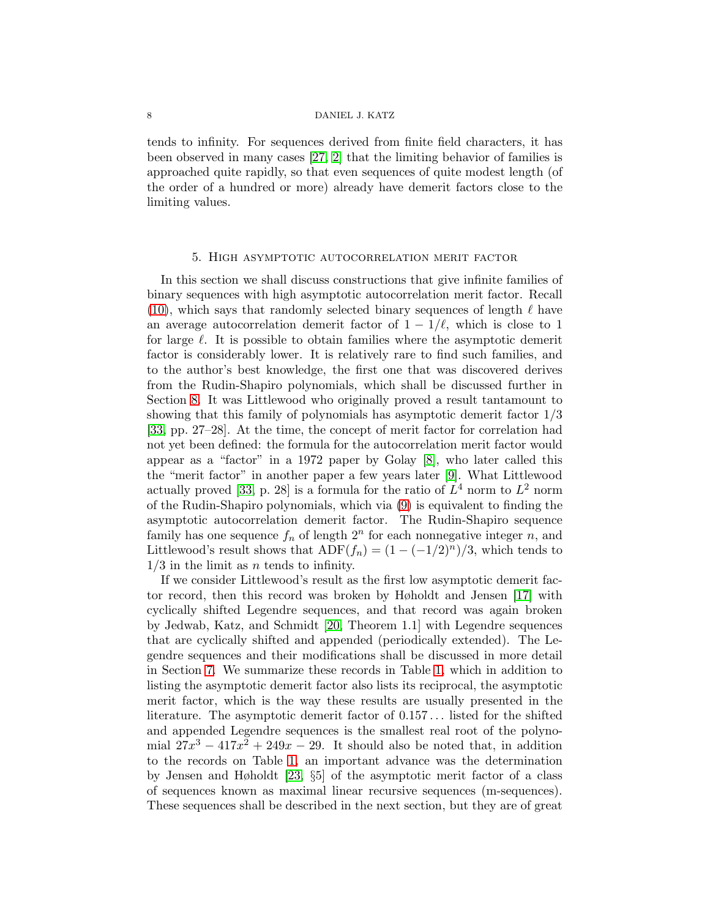tends to infinity. For sequences derived from finite field characters, it has been observed in many cases [27, 2] that the limiting behavior of families is approached quite rapidly, so that even sequences of quite modest length (of the order of a hundred or more) already have demerit factors close to the limiting values.

## 5. High asymptotic autocorrelation merit factor

In this section we shall discuss constructions that give infinite families of binary sequences with high asymptotic autocorrelation merit factor. Recall (10), which says that randomly selected binary sequences of length $\ell$ have an average autocorrelation demerit factor of $1 - 1/\ell$, which is close to 1 for large $\ell$. It is possible to obtain families where the asymptotic demerit factor is considerably lower. It is relatively rare to find such families, and to the author's best knowledge, the first one that was discovered derives from the Rudin-Shapiro polynomials, which shall be discussed further in Section 8. It was Littlewood who originally proved a result tantamount to showing that this family of polynomials has asymptotic demerit factor $1/3$ [33, pp. 27–28]. At the time, the concept of merit factor for correlation had not yet been defined: the formula for the autocorrelation merit factor would appear as a "factor" in a 1972 paper by Golay [8], who later called this the "merit factor" in another paper a few years later [9]. What Littlewood actually proved [33, p. 28] is a formula for the ratio of $L^4$ norm to $L^2$ norm of the Rudin-Shapiro polynomials, which via (9) is equivalent to finding the asymptotic autocorrelation demerit factor. The Rudin-Shapiro sequence family has one sequence $f_n$ of length $2^n$ for each nonnegative integer $n$, and Littlewood's result shows that $\mathrm{ADF}(f_n) = (1-(-1/2)^n)/3$, which tends to $1/3$ in the limit as $n$ tends to infinity.

If we consider Littlewood's result as the first low asymptotic demerit factor record, then this record was broken by Høholdt and Jensen [17] with cyclically shifted Legendre sequences, and that record was again broken by Jedwab, Katz, and Schmidt [20, Theorem 1.1] with Legendre sequences that are cyclically shifted and appended (periodically extended). The Legendre sequences and their modifications shall be discussed in more detail in Section 7. We summarize these records in Table 1, which in addition to listing the asymptotic demerit factor also lists its reciprocal, the asymptotic merit factor, which is the way these results are usually presented in the literature. The asymptotic demerit factor of $0.157\dots$ listed for the shifted and appended Legendre sequences is the smallest real root of the polynomial $27x^3 - 417x^2 + 249x - 29$. It should also be noted that, in addition to the records on Table 1, an important advance was the determination by Jensen and Høholdt [23, §5] of the asymptotic merit factor of a class of sequences known as maximal linear recursive sequences (m-sequences). These sequences shall be described in the next section, but they are of great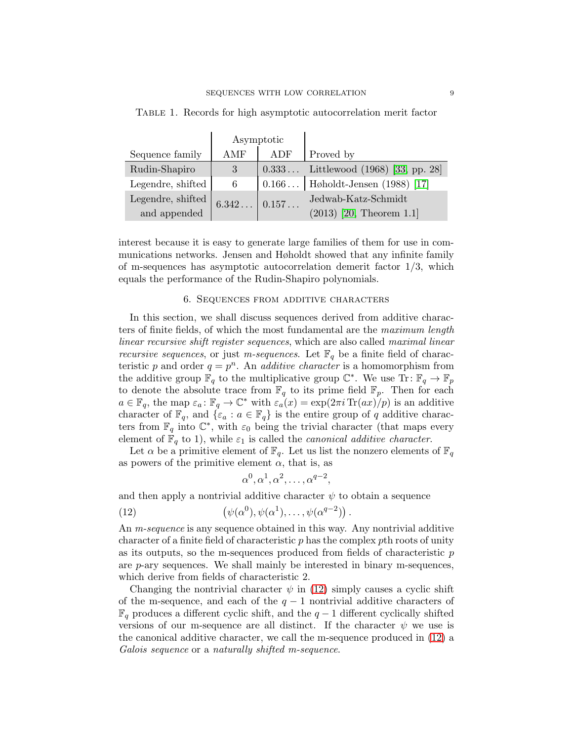Table 1. Records for high asymptotic autocorrelation merit factor

| Sequence family | Asymptotic AMF | Asymptotic ADF | Proved by |
|---|---|---|---|
| Rudin-Shapiro | 3 | $0.333\ldots$ | Littlewood (1968) [33, pp. 28] |
| Legendre, shifted | 6 | $0.166\ldots$ | Høholdt-Jensen (1988) [17] |
| Legendre, shifted and appended | $6.342\ldots$ | $0.157\ldots$ | Jedwab-Katz-Schmidt (2013) [20, Theorem 1.1] |

interest because it is easy to generate large families of them for use in communications networks. Jensen and Høholdt showed that any infinite family of m-sequences has asymptotic autocorrelation demerit factor $1/3$, which equals the performance of the Rudin-Shapiro polynomials.

## 6. Sequences from additive characters

In this section, we shall discuss sequences derived from additive characters of finite fields, of which the most fundamental are the *maximum length linear recursive shift register sequences*, which are also called *maximal linear recursive sequences*, or just *m-sequences*. Let $\mathbb{F}_q$ be a finite field of characteristic $p$ and order $q = p^n$. An *additive character* is a homomorphism from the additive group $\mathbb{F}_q$ to the multiplicative group $\mathbb{C}^*$. We use $\mathrm{Tr}\colon \mathbb{F}_q \to \mathbb{F}_p$ to denote the absolute trace from $\mathbb{F}_q$ to its prime field $\mathbb{F}_p$. Then for each $a \in \mathbb{F}_q$, the map $\varepsilon_a\colon \mathbb{F}_q \to \mathbb{C}^*$ with $\varepsilon_a(x) = \exp(2\pi i \,\mathrm{Tr}(ax)/p)$ is an additive character of $\mathbb{F}_q$, and $\{\varepsilon_a : a \in \mathbb{F}_q\}$ is the entire group of $q$ additive characters from $\mathbb{F}_q$ into $\mathbb{C}^*$, with $\varepsilon_0$ being the trivial character (that maps every element of $\mathbb{F}_q$ to 1), while $\varepsilon_1$ is called the *canonical additive character*.

Let $\alpha$ be a primitive element of $\mathbb{F}_q$. Let us list the nonzero elements of $\mathbb{F}_q$ as powers of the primitive element $\alpha$, that is, as

$$\alpha^0, \alpha^1, \alpha^2, \ldots, \alpha^{q-2},$$

and then apply a nontrivial additive character $\psi$ to obtain a sequence

$$\left(\psi(\alpha^0), \psi(\alpha^1), \ldots, \psi(\alpha^{q-2})\right). \tag{12}$$

An *m-sequence* is any sequence obtained in this way. Any nontrivial additive character of a finite field of characteristic $p$ has the complex $p$th roots of unity as its outputs, so the m-sequences produced from fields of characteristic $p$ are $p$-ary sequences. We shall mainly be interested in binary m-sequences, which derive from fields of characteristic 2.

Changing the nontrivial character $\psi$ in (12) simply causes a cyclic shift of the m-sequence, and each of the $q-1$ nontrivial additive characters of $\mathbb{F}_q$ produces a different cyclic shift, and the $q-1$ different cyclically shifted versions of our m-sequence are all distinct. If the character $\psi$ we use is the canonical additive character, we call the m-sequence produced in (12) a *Galois sequence* or a *naturally shifted m-sequence*.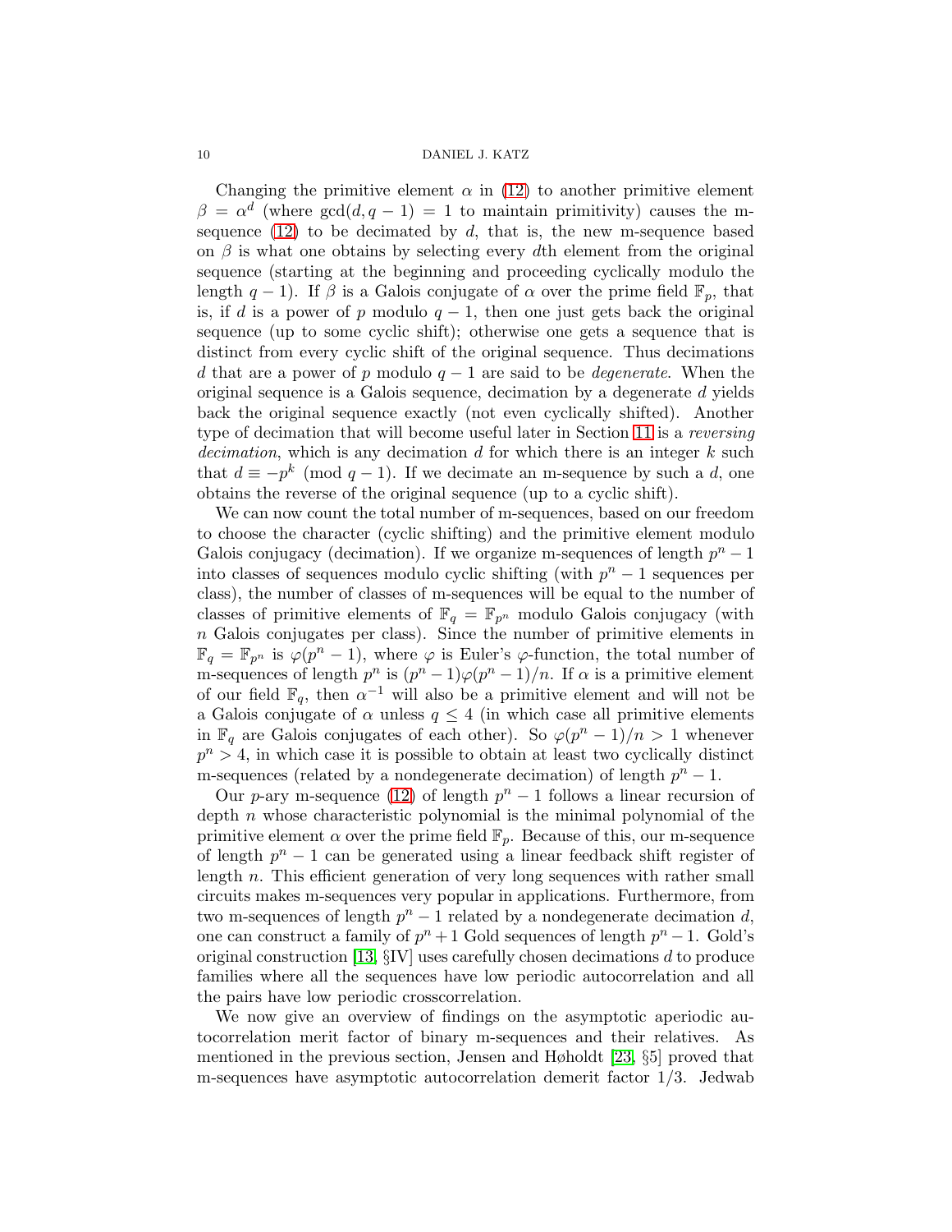Changing the primitive element $\alpha$ in (12) to another primitive element $\beta = \alpha^d$ (where $\gcd(d, q-1) = 1$ to maintain primitivity) causes the m-sequence (12) to be decimated by $d$, that is, the new m-sequence based on $\beta$ is what one obtains by selecting every $d$th element from the original sequence (starting at the beginning and proceeding cyclically modulo the length $q-1$). If $\beta$ is a Galois conjugate of $\alpha$ over the prime field $\mathbb{F}_p$, that is, if $d$ is a power of $p$ modulo $q-1$, then one just gets back the original sequence (up to some cyclic shift); otherwise one gets a sequence that is distinct from every cyclic shift of the original sequence. Thus decimations $d$ that are a power of $p$ modulo $q-1$ are said to be *degenerate*. When the original sequence is a Galois sequence, decimation by a degenerate $d$ yields back the original sequence exactly (not even cyclically shifted). Another type of decimation that will become useful later in Section 11 is a *reversing decimation*, which is any decimation $d$ for which there is an integer $k$ such that $d \equiv -p^k \pmod{q-1}$. If we decimate an m-sequence by such a $d$, one obtains the reverse of the original sequence (up to a cyclic shift).

We can now count the total number of m-sequences, based on our freedom to choose the character (cyclic shifting) and the primitive element modulo Galois conjugacy (decimation). If we organize m-sequences of length $p^n - 1$ into classes of sequences modulo cyclic shifting (with $p^n - 1$ sequences per class), the number of classes of m-sequences will be equal to the number of classes of primitive elements of $\mathbb{F}_q = \mathbb{F}_{p^n}$ modulo Galois conjugacy (with $n$ Galois conjugates per class). Since the number of primitive elements in $\mathbb{F}_q = \mathbb{F}_{p^n}$ is $\varphi(p^n - 1)$, where $\varphi$ is Euler's $\varphi$-function, the total number of m-sequences of length $p^n$ is $(p^n-1)\varphi(p^n-1)/n$. If $\alpha$ is a primitive element of our field $\mathbb{F}_q$, then $\alpha^{-1}$ will also be a primitive element and will not be a Galois conjugate of $\alpha$ unless $q \leq 4$ (in which case all primitive elements in $\mathbb{F}_q$ are Galois conjugates of each other). So $\varphi(p^n-1)/n > 1$ whenever $p^n > 4$, in which case it is possible to obtain at least two cyclically distinct m-sequences (related by a nondegenerate decimation) of length $p^n - 1$.

Our $p$-ary m-sequence (12) of length $p^n - 1$ follows a linear recursion of depth $n$ whose characteristic polynomial is the minimal polynomial of the primitive element $\alpha$ over the prime field $\mathbb{F}_p$. Because of this, our m-sequence of length $p^n - 1$ can be generated using a linear feedback shift register of length $n$. This efficient generation of very long sequences with rather small circuits makes m-sequences very popular in applications. Furthermore, from two m-sequences of length $p^n - 1$ related by a nondegenerate decimation $d$, one can construct a family of $p^n + 1$ Gold sequences of length $p^n - 1$. Gold's original construction [13, §IV] uses carefully chosen decimations $d$ to produce families where all the sequences have low periodic autocorrelation and all the pairs have low periodic crosscorrelation.

We now give an overview of findings on the asymptotic aperiodic autocorrelation merit factor of binary m-sequences and their relatives. As mentioned in the previous section, Jensen and Høholdt [23, §5] proved that m-sequences have asymptotic autocorrelation demerit factor 1/3. Jedwab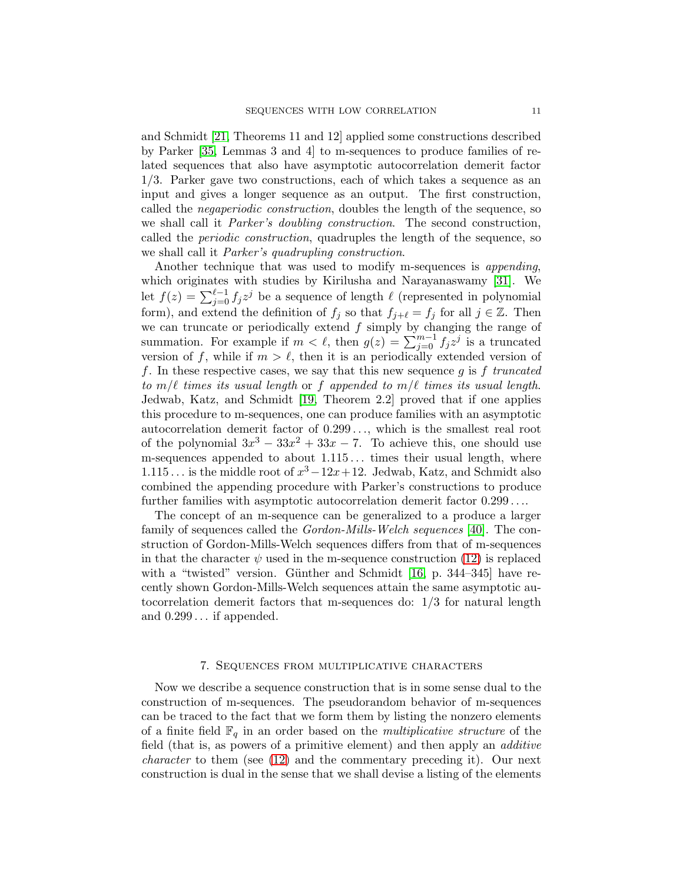and Schmidt [21, Theorems 11 and 12] applied some constructions described by Parker [35, Lemmas 3 and 4] to m-sequences to produce families of related sequences that also have asymptotic autocorrelation demerit factor $1/3$. Parker gave two constructions, each of which takes a sequence as an input and gives a longer sequence as an output. The first construction, called the *negaperiodic construction*, doubles the length of the sequence, so we shall call it *Parker's doubling construction*. The second construction, called the *periodic construction*, quadruples the length of the sequence, so we shall call it *Parker's quadrupling construction*.

Another technique that was used to modify m-sequences is *appending*, which originates with studies by Kirilusha and Narayanaswamy [31]. We let $f(z) = \sum_{j=0}^{\ell-1} f_j z^j$ be a sequence of length $\ell$ (represented in polynomial form), and extend the definition of $f_j$ so that $f_{j+\ell} = f_j$ for all $j \in \mathbb{Z}$. Then we can truncate or periodically extend $f$ simply by changing the range of summation. For example if $m < \ell$, then $g(z) = \sum_{j=0}^{m-1} f_j z^j$ is a truncated version of $f$, while if $m > \ell$, then it is an periodically extended version of $f$. In these respective cases, we say that this new sequence $g$ is $f$ *truncated to* $m/\ell$ *times its usual length* or $f$ *appended to* $m/\ell$ *times its usual length*. Jedwab, Katz, and Schmidt [19, Theorem 2.2] proved that if one applies this procedure to m-sequences, one can produce families with an asymptotic autocorrelation demerit factor of $0.299\ldots$, which is the smallest real root of the polynomial $3x^3 - 33x^2 + 33x - 7$. To achieve this, one should use m-sequences appended to about $1.115\ldots$ times their usual length, where $1.115\ldots$ is the middle root of $x^3 - 12x + 12$. Jedwab, Katz, and Schmidt also combined the appending procedure with Parker's constructions to produce further families with asymptotic autocorrelation demerit factor $0.299\ldots$.

The concept of an m-sequence can be generalized to a produce a larger family of sequences called the *Gordon-Mills-Welch sequences* [40]. The construction of Gordon-Mills-Welch sequences differs from that of m-sequences in that the character $\psi$ used in the m-sequence construction (12) is replaced with a "twisted" version. Günther and Schmidt [16, p. 344–345] have recently shown Gordon-Mills-Welch sequences attain the same asymptotic autocorrelation demerit factors that m-sequences do: $1/3$ for natural length and $0.299\ldots$ if appended.

## 7. Sequences from multiplicative characters

Now we describe a sequence construction that is in some sense dual to the construction of m-sequences. The pseudorandom behavior of m-sequences can be traced to the fact that we form them by listing the nonzero elements of a finite field $\mathbb{F}_q$ in an order based on the *multiplicative structure* of the field (that is, as powers of a primitive element) and then apply an *additive character* to them (see (12) and the commentary preceding it). Our next construction is dual in the sense that we shall devise a listing of the elements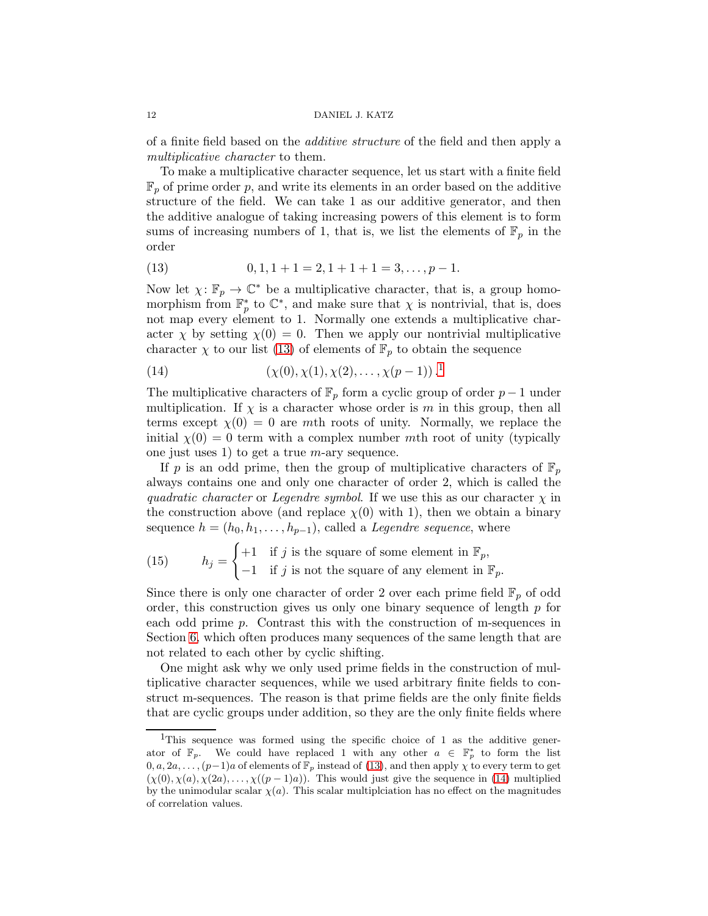of a finite field based on the *additive structure* of the field and then apply a *multiplicative character* to them.

To make a multiplicative character sequence, let us start with a finite field $\mathbb{F}_p$ of prime order $p$, and write its elements in an order based on the additive structure of the field. We can take 1 as our additive generator, and then the additive analogue of taking increasing powers of this element is to form sums of increasing numbers of 1, that is, we list the elements of $\mathbb{F}_p$ in the order

$$0, 1, 1+1=2, 1+1+1=3, \ldots, p-1. \tag{13}$$

Now let $\chi\colon \mathbb{F}_p \to \mathbb{C}^*$ be a multiplicative character, that is, a group homomorphism from $\mathbb{F}_p^*$ to $\mathbb{C}^*$, and make sure that $\chi$ is nontrivial, that is, does not map every element to 1. Normally one extends a multiplicative character $\chi$ by setting $\chi(0) = 0$. Then we apply our nontrivial multiplicative character $\chi$ to our list (13) of elements of $\mathbb{F}_p$ to obtain the sequence

$$(\chi(0), \chi(1), \chi(2), \ldots, \chi(p-1)).\text{[1]} \tag{14}$$

The multiplicative characters of $\mathbb{F}_p$ form a cyclic group of order $p-1$ under multiplication. If $\chi$ is a character whose order is $m$ in this group, then all terms except $\chi(0) = 0$ are $m$th roots of unity. Normally, we replace the initial $\chi(0) = 0$ term with a complex number $m$th root of unity (typically one just uses 1) to get a true $m$-ary sequence.

If $p$ is an odd prime, then the group of multiplicative characters of $\mathbb{F}_p$ always contains one and only one character of order 2, which is called the *quadratic character* or *Legendre symbol*. If we use this as our character $\chi$ in the construction above (and replace $\chi(0)$ with 1), then we obtain a binary sequence $h = (h_0, h_1, \ldots, h_{p-1})$, called a *Legendre sequence*, where

$$h_j = \begin{cases} +1 & \text{if } j \text{ is the square of some element in } \mathbb{F}_p, \\ -1 & \text{if } j \text{ is not the square of any element in } \mathbb{F}_p. \end{cases} \tag{15}$$

Since there is only one character of order 2 over each prime field $\mathbb{F}_p$ of odd order, this construction gives us only one binary sequence of length $p$ for each odd prime $p$. Contrast this with the construction of m-sequences in Section 6, which often produces many sequences of the same length that are not related to each other by cyclic shifting.

One might ask why we only used prime fields in the construction of multiplicative character sequences, while we used arbitrary finite fields to construct m-sequences. The reason is that prime fields are the only finite fields that are cyclic groups under addition, so they are the only finite fields where

---

[1] This sequence was formed using the specific choice of 1 as the additive generator of $\mathbb{F}_p$. We could have replaced 1 with any other $a \in \mathbb{F}_p^*$ to form the list $0, a, 2a, \ldots, (p-1)a$ of elements of $\mathbb{F}_p$ instead of (13), and then apply $\chi$ to every term to get $(\chi(0), \chi(a), \chi(2a), \ldots, \chi((p-1)a))$. This would just give the sequence in (14) multiplied by the unimodular scalar $\chi(a)$. This scalar multiplciation has no effect on the magnitudes of correlation values.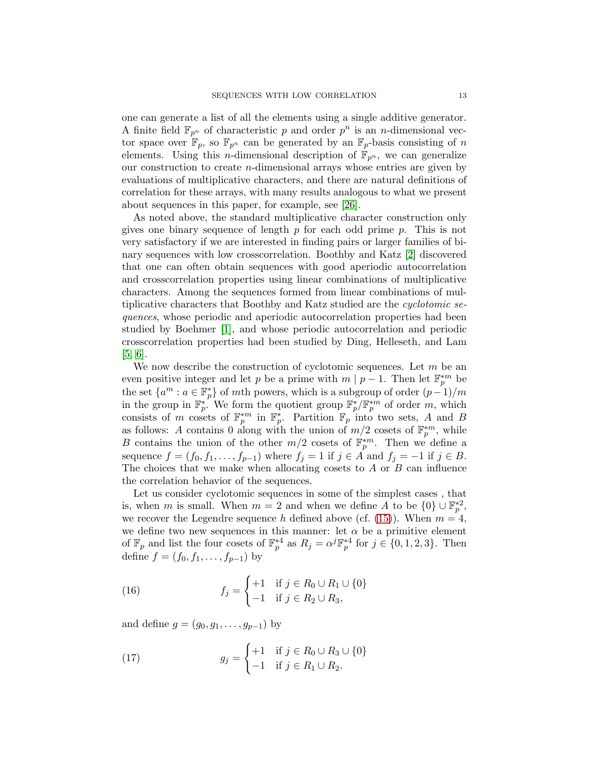one can generate a list of all the elements using a single additive generator. A finite field $\mathbb{F}_{p^n}$ of characteristic $p$ and order $p^n$ is an $n$-dimensional vector space over $\mathbb{F}_p$, so $\mathbb{F}_{p^n}$ can be generated by an $\mathbb{F}_p$-basis consisting of $n$ elements. Using this $n$-dimensional description of $\mathbb{F}_{p^n}$, we can generalize our construction to create $n$-dimensional arrays whose entries are given by evaluations of multiplicative characters, and there are natural definitions of correlation for these arrays, with many results analogous to what we present about sequences in this paper, for example, see [26].

As noted above, the standard multiplicative character construction only gives one binary sequence of length $p$ for each odd prime $p$. This is not very satisfactory if we are interested in finding pairs or larger families of binary sequences with low crosscorrelation. Boothby and Katz [2] discovered that one can often obtain sequences with good aperiodic autocorrelation and crosscorrelation properties using linear combinations of multiplicative characters. Among the sequences formed from linear combinations of multiplicative characters that Boothby and Katz studied are the *cyclotomic sequences*, whose periodic and aperiodic autocorrelation properties had been studied by Boehmer [1], and whose periodic autocorrelation and periodic crosscorrelation properties had been studied by Ding, Helleseth, and Lam [5, 6].

We now describe the construction of cyclotomic sequences. Let $m$ be an even positive integer and let $p$ be a prime with $m \mid p-1$. Then let $\mathbb{F}_p^{*m}$ be the set $\{a^m : a \in \mathbb{F}_p^*\}$ of $m$th powers, which is a subgroup of order $(p-1)/m$ in the group in $\mathbb{F}_p^*$. We form the quotient group $\mathbb{F}_p^*/\mathbb{F}_p^{*m}$ of order $m$, which consists of $m$ cosets of $\mathbb{F}_p^{*m}$ in $\mathbb{F}_p^*$. Partition $\mathbb{F}_p$ into two sets, $A$ and $B$ as follows: $A$ contains 0 along with the union of $m/2$ cosets of $\mathbb{F}_p^{*m}$, while $B$ contains the union of the other $m/2$ cosets of $\mathbb{F}_p^{*m}$. Then we define a sequence $f = (f_0, f_1, \ldots, f_{p-1})$ where $f_j = 1$ if $j \in A$ and $f_j = -1$ if $j \in B$. The choices that we make when allocating cosets to $A$ or $B$ can influence the correlation behavior of the sequences.

Let us consider cyclotomic sequences in some of the simplest cases , that is, when $m$ is small. When $m = 2$ and when we define $A$ to be $\{0\} \cup \mathbb{F}_p^{*2}$, we recover the Legendre sequence $h$ defined above (cf. (15)). When $m = 4$, we define two new sequences in this manner: let $\alpha$ be a primitive element of $\mathbb{F}_p$ and list the four cosets of $\mathbb{F}_p^{*4}$ as $R_j = \alpha^j \mathbb{F}_p^{*4}$ for $j \in \{0, 1, 2, 3\}$. Then define $f = (f_0, f_1, \ldots, f_{p-1})$ by

$$f_j = \begin{cases} +1 & \text{if } j \in R_0 \cup R_1 \cup \{0\} \\ -1 & \text{if } j \in R_2 \cup R_3, \end{cases} \tag{16}$$

and define $g = (g_0, g_1, \ldots, g_{p-1})$ by

$$g_j = \begin{cases} +1 & \text{if } j \in R_0 \cup R_3 \cup \{0\} \\ -1 & \text{if } j \in R_1 \cup R_2. \end{cases} \tag{17}$$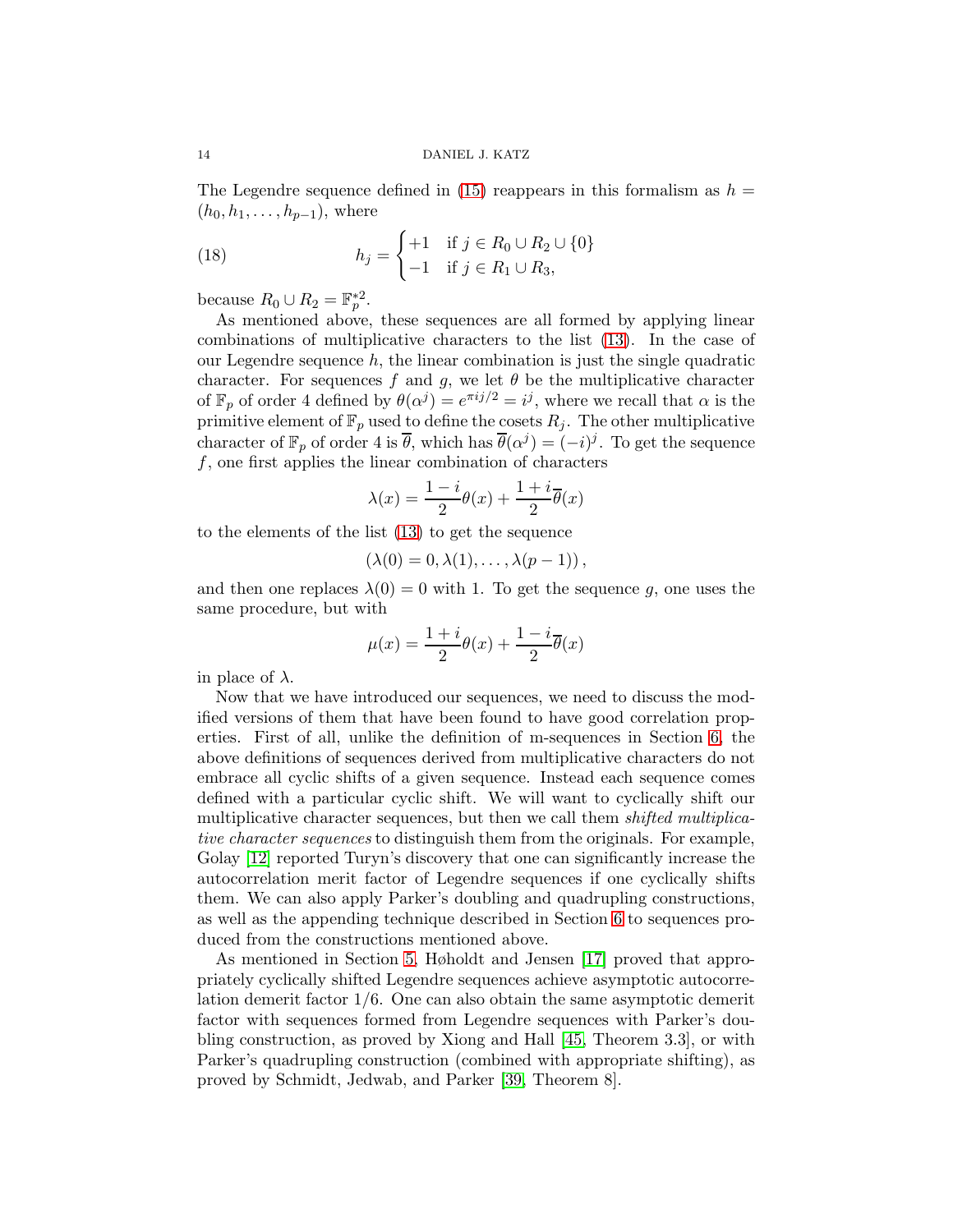The Legendre sequence defined in (15) reappears in this formalism as $h = (h_0, h_1, \ldots, h_{p-1})$, where

$$h_j = \begin{cases} +1 & \text{if } j \in R_0 \cup R_2 \cup \{0\} \\ -1 & \text{if } j \in R_1 \cup R_3, \end{cases} \tag{18}$$

because $R_0 \cup R_2 = \mathbb{F}_p^{*2}$.

As mentioned above, these sequences are all formed by applying linear combinations of multiplicative characters to the list (13). In the case of our Legendre sequence $h$, the linear combination is just the single quadratic character. For sequences $f$ and $g$, we let $\theta$ be the multiplicative character of $\mathbb{F}_p$ of order 4 defined by $\theta(\alpha^j) = e^{\pi i j/2} = i^j$, where we recall that $\alpha$ is the primitive element of $\mathbb{F}_p$ used to define the cosets $R_j$. The other multiplicative character of $\mathbb{F}_p$ of order 4 is $\overline{\theta}$, which has $\overline{\theta}(\alpha^j) = (-i)^j$. To get the sequence $f$, one first applies the linear combination of characters

$$\lambda(x) = \frac{1-i}{2}\theta(x) + \frac{1+i}{2}\overline{\theta}(x)$$

to the elements of the list (13) to get the sequence

$$(\lambda(0) = 0, \lambda(1), \ldots, \lambda(p-1)),$$

and then one replaces $\lambda(0) = 0$ with 1. To get the sequence $g$, one uses the same procedure, but with

$$\mu(x) = \frac{1+i}{2}\theta(x) + \frac{1-i}{2}\overline{\theta}(x)$$

in place of $\lambda$.

Now that we have introduced our sequences, we need to discuss the modified versions of them that have been found to have good correlation properties. First of all, unlike the definition of m-sequences in Section 6, the above definitions of sequences derived from multiplicative characters do not embrace all cyclic shifts of a given sequence. Instead each sequence comes defined with a particular cyclic shift. We will want to cyclically shift our multiplicative character sequences, but then we call them *shifted multiplicative character sequences* to distinguish them from the originals. For example, Golay [12] reported Turyn's discovery that one can significantly increase the autocorrelation merit factor of Legendre sequences if one cyclically shifts them. We can also apply Parker's doubling and quadrupling constructions, as well as the appending technique described in Section 6 to sequences produced from the constructions mentioned above.

As mentioned in Section 5, Høholdt and Jensen [17] proved that appropriately cyclically shifted Legendre sequences achieve asymptotic autocorrelation demerit factor $1/6$. One can also obtain the same asymptotic demerit factor with sequences formed from Legendre sequences with Parker's doubling construction, as proved by Xiong and Hall [45, Theorem 3.3], or with Parker's quadrupling construction (combined with appropriate shifting), as proved by Schmidt, Jedwab, and Parker [39, Theorem 8].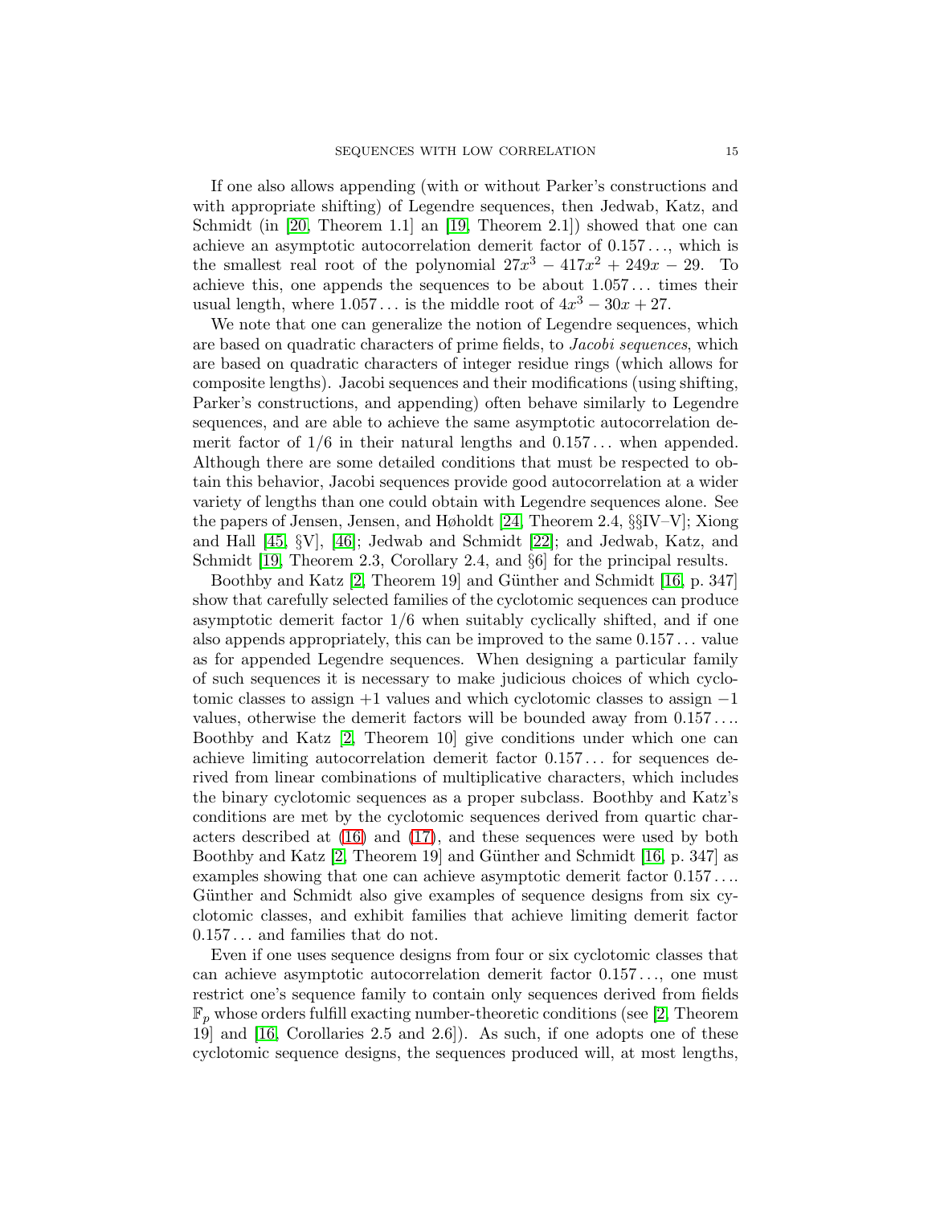If one also allows appending (with or without Parker's constructions and with appropriate shifting) of Legendre sequences, then Jedwab, Katz, and Schmidt (in [20, Theorem 1.1] an [19, Theorem 2.1]) showed that one can achieve an asymptotic autocorrelation demerit factor of $0.157\ldots$, which is the smallest real root of the polynomial $27x^3 - 417x^2 + 249x - 29$. To achieve this, one appends the sequences to be about $1.057\ldots$ times their usual length, where $1.057\ldots$ is the middle root of $4x^3 - 30x + 27$.

We note that one can generalize the notion of Legendre sequences, which are based on quadratic characters of prime fields, to *Jacobi sequences*, which are based on quadratic characters of integer residue rings (which allows for composite lengths). Jacobi sequences and their modifications (using shifting, Parker's constructions, and appending) often behave similarly to Legendre sequences, and are able to achieve the same asymptotic autocorrelation demerit factor of $1/6$ in their natural lengths and $0.157\ldots$ when appended. Although there are some detailed conditions that must be respected to obtain this behavior, Jacobi sequences provide good autocorrelation at a wider variety of lengths than one could obtain with Legendre sequences alone. See the papers of Jensen, Jensen, and Høholdt [24, Theorem 2.4, §§IV–V]; Xiong and Hall [45, §V], [46]; Jedwab and Schmidt [22]; and Jedwab, Katz, and Schmidt [19, Theorem 2.3, Corollary 2.4, and §6] for the principal results.

Boothby and Katz [2, Theorem 19] and Günther and Schmidt [16, p. 347] show that carefully selected families of the cyclotomic sequences can produce asymptotic demerit factor $1/6$ when suitably cyclically shifted, and if one also appends appropriately, this can be improved to the same $0.157\ldots$ value as for appended Legendre sequences. When designing a particular family of such sequences it is necessary to make judicious choices of which cyclotomic classes to assign $+1$ values and which cyclotomic classes to assign $-1$ values, otherwise the demerit factors will be bounded away from $0.157\ldots$. Boothby and Katz [2, Theorem 10] give conditions under which one can achieve limiting autocorrelation demerit factor $0.157\ldots$ for sequences derived from linear combinations of multiplicative characters, which includes the binary cyclotomic sequences as a proper subclass. Boothby and Katz's conditions are met by the cyclotomic sequences derived from quartic characters described at (16) and (17), and these sequences were used by both Boothby and Katz [2, Theorem 19] and Günther and Schmidt [16, p. 347] as examples showing that one can achieve asymptotic demerit factor $0.157\ldots$. Günther and Schmidt also give examples of sequence designs from six cyclotomic classes, and exhibit families that achieve limiting demerit factor $0.157\ldots$ and families that do not.

Even if one uses sequence designs from four or six cyclotomic classes that can achieve asymptotic autocorrelation demerit factor $0.157\ldots$, one must restrict one's sequence family to contain only sequences derived from fields $\mathbb{F}_p$ whose orders fulfill exacting number-theoretic conditions (see [2, Theorem 19] and [16, Corollaries 2.5 and 2.6]). As such, if one adopts one of these cyclotomic sequence designs, the sequences produced will, at most lengths,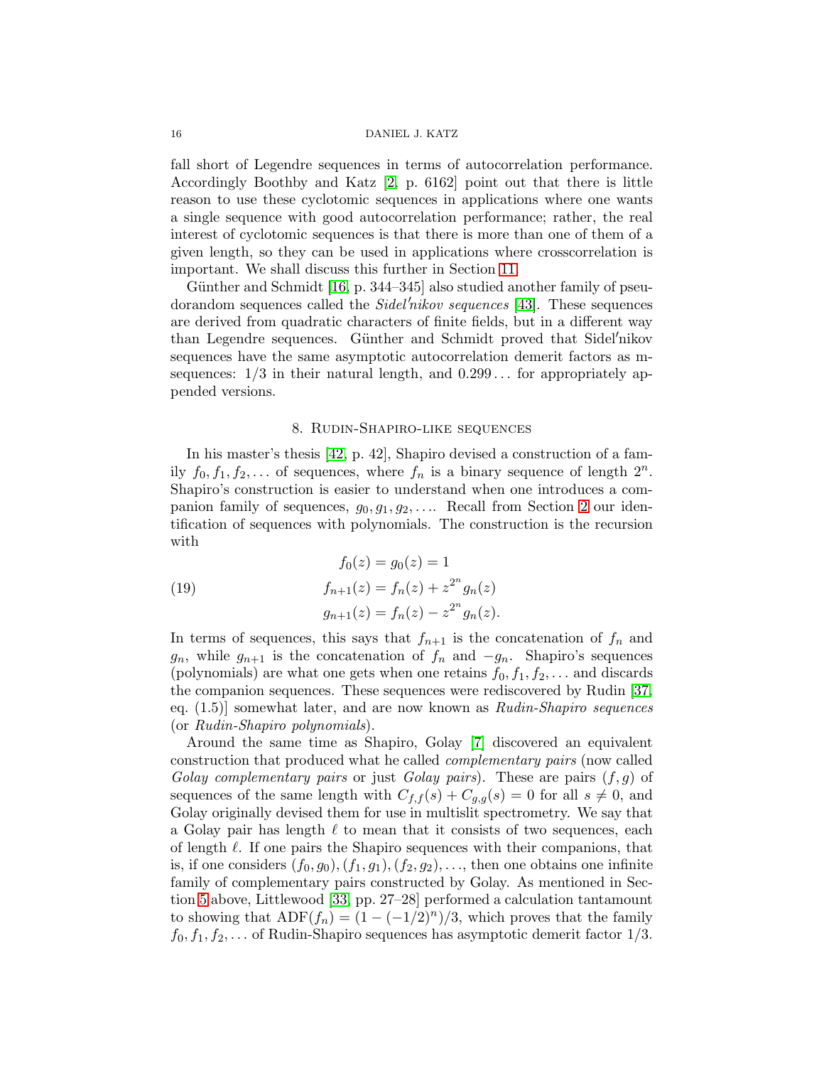fall short of Legendre sequences in terms of autocorrelation performance. Accordingly Boothby and Katz [2, p. 6162] point out that there is little reason to use these cyclotomic sequences in applications where one wants a single sequence with good autocorrelation performance; rather, the real interest of cyclotomic sequences is that there is more than one of them of a given length, so they can be used in applications where crosscorrelation is important. We shall discuss this further in Section 11.

Günther and Schmidt [16, p. 344–345] also studied another family of pseudorandom sequences called the *Sidel′nikov sequences* [43]. These sequences are derived from quadratic characters of finite fields, but in a different way than Legendre sequences. Günther and Schmidt proved that Sidel′nikov sequences have the same asymptotic autocorrelation demerit factors as m-sequences: $1/3$ in their natural length, and $0.299\ldots$ for appropriately appended versions.

## 8. Rudin-Shapiro-like sequences

In his master's thesis [42, p. 42], Shapiro devised a construction of a family $f_0, f_1, f_2, \ldots$ of sequences, where $f_n$ is a binary sequence of length $2^n$. Shapiro's construction is easier to understand when one introduces a companion family of sequences, $g_0, g_1, g_2, \ldots$. Recall from Section 2 our identification of sequences with polynomials. The construction is the recursion with

$$
\begin{aligned}
f_0(z) &= g_0(z) = 1 \\
f_{n+1}(z) &= f_n(z) + z^{2^n} g_n(z) \qquad (19)\\
g_{n+1}(z) &= f_n(z) - z^{2^n} g_n(z).
\end{aligned}
$$

In terms of sequences, this says that $f_{n+1}$ is the concatenation of $f_n$ and $g_n$, while $g_{n+1}$ is the concatenation of $f_n$ and $-g_n$. Shapiro's sequences (polynomials) are what one gets when one retains $f_0, f_1, f_2, \ldots$ and discards the companion sequences. These sequences were rediscovered by Rudin [37, eq. (1.5)] somewhat later, and are now known as *Rudin-Shapiro sequences* (or *Rudin-Shapiro polynomials*).

Around the same time as Shapiro, Golay [7] discovered an equivalent construction that produced what he called *complementary pairs* (now called *Golay complementary pairs* or just *Golay pairs*). These are pairs $(f, g)$ of sequences of the same length with $C_{f,f}(s) + C_{g,g}(s) = 0$ for all $s \neq 0$, and Golay originally devised them for use in multislit spectrometry. We say that a Golay pair has length $\ell$ to mean that it consists of two sequences, each of length $\ell$. If one pairs the Shapiro sequences with their companions, that is, if one considers $(f_0, g_0), (f_1, g_1), (f_2, g_2), \ldots$, then one obtains one infinite family of complementary pairs constructed by Golay. As mentioned in Section 5 above, Littlewood [33, pp. 27–28] performed a calculation tantamount to showing that $\mathrm{ADF}(f_n) = (1 - (-1/2)^n)/3$, which proves that the family $f_0, f_1, f_2, \ldots$ of Rudin-Shapiro sequences has asymptotic demerit factor $1/3$.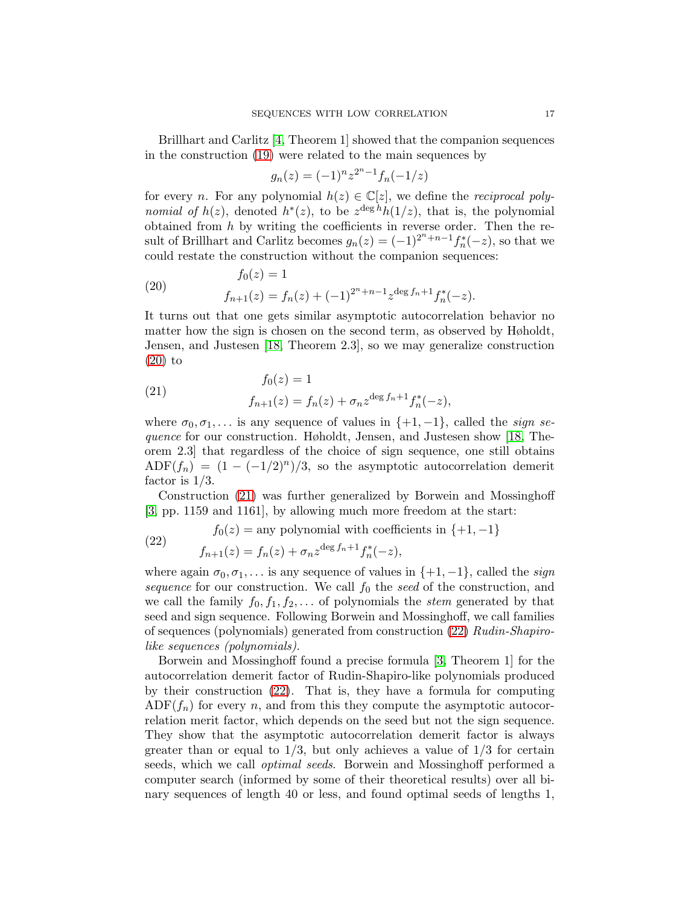Brillhart and Carlitz [4, Theorem 1] showed that the companion sequences in the construction (19) were related to the main sequences by

$$g_n(z) = (-1)^n z^{2^n - 1} f_n(-1/z)$$

for every $n$. For any polynomial $h(z) \in \mathbb{C}[z]$, we define the *reciprocal polynomial of* $h(z)$, denoted $h^*(z)$, to be $z^{\deg h} h(1/z)$, that is, the polynomial obtained from $h$ by writing the coefficients in reverse order. Then the result of Brillhart and Carlitz becomes $g_n(z) = (-1)^{2^n+n-1} f_n^*(-z)$, so that we could restate the construction without the companion sequences:

$$\begin{aligned} f_0(z) &= 1 \\ f_{n+1}(z) &= f_n(z) + (-1)^{2^n+n-1} z^{\deg f_n + 1} f_n^*(-z). \end{aligned} \tag{20}$$

It turns out that one gets similar asymptotic autocorrelation behavior no matter how the sign is chosen on the second term, as observed by Høholdt, Jensen, and Justesen [18, Theorem 2.3], so we may generalize construction (20) to

$$\begin{aligned} f_0(z) &= 1 \\ f_{n+1}(z) &= f_n(z) + \sigma_n z^{\deg f_n + 1} f_n^*(-z), \end{aligned} \tag{21}$$

where $\sigma_0, \sigma_1, \ldots$ is any sequence of values in $\{+1, -1\}$, called the *sign sequence* for our construction. Høholdt, Jensen, and Justesen show [18, Theorem 2.3] that regardless of the choice of sign sequence, one still obtains $\mathrm{ADF}(f_n) = (1 - (-1/2)^n)/3$, so the asymptotic autocorrelation demerit factor is $1/3$.

Construction (21) was further generalized by Borwein and Mossinghoff [3, pp. 1159 and 1161], by allowing much more freedom at the start:

$$\begin{aligned} f_0(z) &= \text{any polynomial with coefficients in } \{+1, -1\} \\ f_{n+1}(z) &= f_n(z) + \sigma_n z^{\deg f_n + 1} f_n^*(-z), \end{aligned} \tag{22}$$

where again $\sigma_0, \sigma_1, \ldots$ is any sequence of values in $\{+1, -1\}$, called the *sign sequence* for our construction. We call $f_0$ the *seed* of the construction, and we call the family $f_0, f_1, f_2, \ldots$ of polynomials the *stem* generated by that seed and sign sequence. Following Borwein and Mossinghoff, we call families of sequences (polynomials) generated from construction (22) *Rudin-Shapiro-like sequences (polynomials)*.

Borwein and Mossinghoff found a precise formula [3, Theorem 1] for the autocorrelation demerit factor of Rudin-Shapiro-like polynomials produced by their construction (22). That is, they have a formula for computing $\mathrm{ADF}(f_n)$ for every $n$, and from this they compute the asymptotic autocorrelation merit factor, which depends on the seed but not the sign sequence. They show that the asymptotic autocorrelation demerit factor is always greater than or equal to $1/3$, but only achieves a value of $1/3$ for certain seeds, which we call *optimal seeds*. Borwein and Mossinghoff performed a computer search (informed by some of their theoretical results) over all binary sequences of length 40 or less, and found optimal seeds of lengths 1,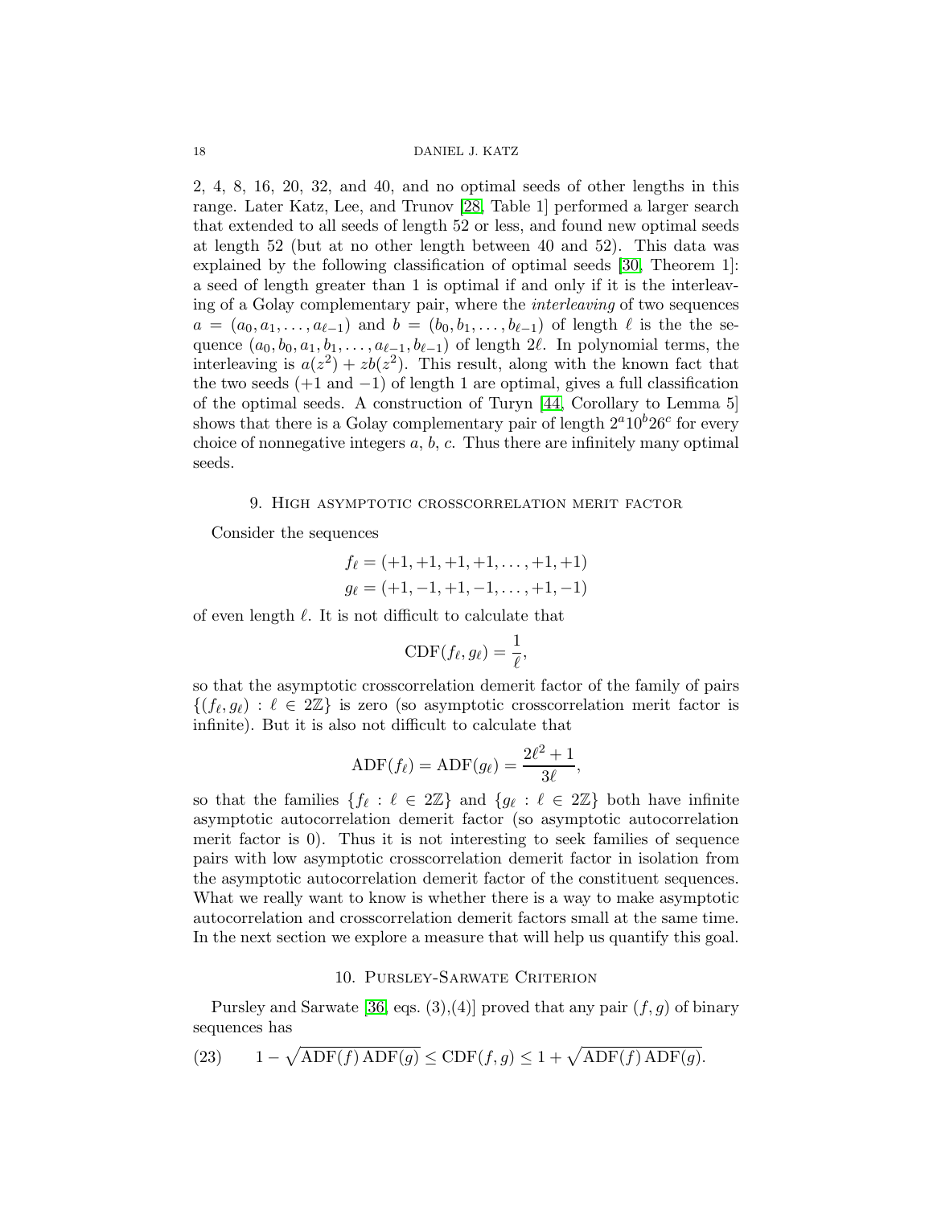2, 4, 8, 16, 20, 32, and 40, and no optimal seeds of other lengths in this range. Later Katz, Lee, and Trunov [28, Table 1] performed a larger search that extended to all seeds of length 52 or less, and found new optimal seeds at length 52 (but at no other length between 40 and 52). This data was explained by the following classification of optimal seeds [30, Theorem 1]: a seed of length greater than 1 is optimal if and only if it is the interleaving of a Golay complementary pair, where the *interleaving* of two sequences $a = (a_0, a_1, \ldots, a_{\ell-1})$ and $b = (b_0, b_1, \ldots, b_{\ell-1})$ of length $\ell$ is the the sequence $(a_0, b_0, a_1, b_1, \ldots, a_{\ell-1}, b_{\ell-1})$ of length $2\ell$. In polynomial terms, the interleaving is $a(z^2) + zb(z^2)$. This result, along with the known fact that the two seeds ($+1$ and $-1$) of length 1 are optimal, gives a full classification of the optimal seeds. A construction of Turyn [44, Corollary to Lemma 5] shows that there is a Golay complementary pair of length $2^a 10^b 26^c$ for every choice of nonnegative integers $a$, $b$, $c$. Thus there are infinitely many optimal seeds.

## 9. High asymptotic crosscorrelation merit factor

Consider the sequences

$$f_\ell = (+1, +1, +1, +1, \ldots, +1, +1)$$
$$g_\ell = (+1, -1, +1, -1, \ldots, +1, -1)$$

of even length $\ell$. It is not difficult to calculate that

$$\mathrm{CDF}(f_\ell, g_\ell) = \frac{1}{\ell},$$

so that the asymptotic crosscorrelation demerit factor of the family of pairs $\{(f_\ell, g_\ell) : \ell \in 2\mathbb{Z}\}$ is zero (so asymptotic crosscorrelation merit factor is infinite). But it is also not difficult to calculate that

$$\mathrm{ADF}(f_\ell) = \mathrm{ADF}(g_\ell) = \frac{2\ell^2 + 1}{3\ell},$$

so that the families $\{f_\ell : \ell \in 2\mathbb{Z}\}$ and $\{g_\ell : \ell \in 2\mathbb{Z}\}$ both have infinite asymptotic autocorrelation demerit factor (so asymptotic autocorrelation merit factor is 0). Thus it is not interesting to seek families of sequence pairs with low asymptotic crosscorrelation demerit factor in isolation from the asymptotic autocorrelation demerit factor of the constituent sequences. What we really want to know is whether there is a way to make asymptotic autocorrelation and crosscorrelation demerit factors small at the same time. In the next section we explore a measure that will help us quantify this goal.

## 10. Pursley-Sarwate Criterion

Pursley and Sarwate [36, eqs. (3),(4)] proved that any pair $(f, g)$ of binary sequences has

$$1 - \sqrt{\mathrm{ADF}(f)\,\mathrm{ADF}(g)} \leq \mathrm{CDF}(f, g) \leq 1 + \sqrt{\mathrm{ADF}(f)\,\mathrm{ADF}(g)}. \tag{23}$$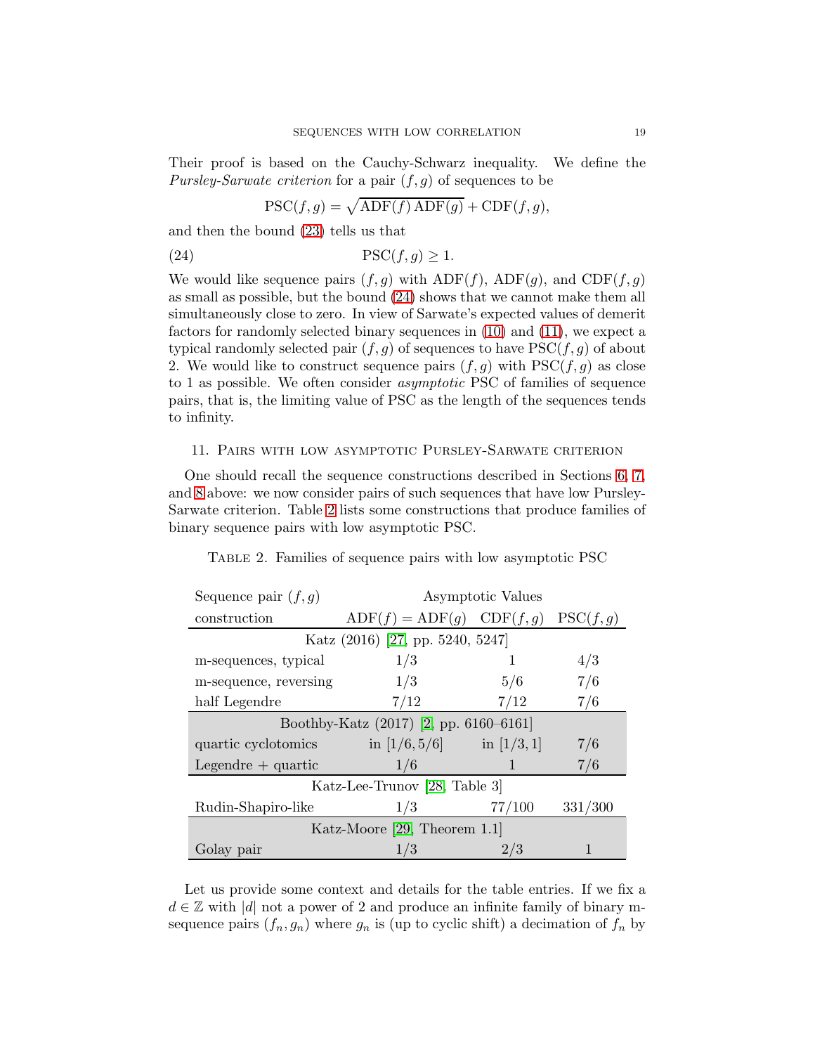Their proof is based on the Cauchy-Schwarz inequality. We define the *Pursley-Sarwate criterion* for a pair $(f,g)$ of sequences to be

$$\mathrm{PSC}(f,g) = \sqrt{\mathrm{ADF}(f)\,\mathrm{ADF}(g)} + \mathrm{CDF}(f,g),$$

and then the bound (23) tells us that

$$\mathrm{PSC}(f,g) \geq 1. \tag{24}$$

We would like sequence pairs $(f,g)$ with $\mathrm{ADF}(f)$, $\mathrm{ADF}(g)$, and $\mathrm{CDF}(f,g)$ as small as possible, but the bound (24) shows that we cannot make them all simultaneously close to zero. In view of Sarwate's expected values of demerit factors for randomly selected binary sequences in (10) and (11), we expect a typical randomly selected pair $(f,g)$ of sequences to have $\mathrm{PSC}(f,g)$ of about 2. We would like to construct sequence pairs $(f,g)$ with $\mathrm{PSC}(f,g)$ as close to 1 as possible. We often consider *asymptotic* PSC of families of sequence pairs, that is, the limiting value of PSC as the length of the sequences tends to infinity.

## 11. Pairs with low asymptotic Pursley-Sarwate criterion

One should recall the sequence constructions described in Sections 6, 7, and 8 above: we now consider pairs of such sequences that have low Pursley-Sarwate criterion. Table 2 lists some constructions that produce families of binary sequence pairs with low asymptotic PSC.

Table 2. Families of sequence pairs with low asymptotic PSC

| Sequence pair $(f,g)$ | Asymptotic Values | | |
|---|---|---|---|
| construction | $\mathrm{ADF}(f) = \mathrm{ADF}(g)$ | $\mathrm{CDF}(f,g)$ | $\mathrm{PSC}(f,g)$ |
| Katz (2016) [27, pp. 5240, 5247] | | | |
| m-sequences, typical | $1/3$ | $1$ | $4/3$ |
| m-sequence, reversing | $1/3$ | $5/6$ | $7/6$ |
| half Legendre | $7/12$ | $7/12$ | $7/6$ |
| Boothby-Katz (2017) [2, pp. 6160–6161] | | | |
| quartic cyclotomics | in $[1/6, 5/6]$ | in $[1/3, 1]$ | $7/6$ |
| Legendre + quartic | $1/6$ | $1$ | $7/6$ |
| Katz-Lee-Trunov [28, Table 3] | | | |
| Rudin-Shapiro-like | $1/3$ | $77/100$ | $331/300$ |
| Katz-Moore [29, Theorem 1.1] | | | |
| Golay pair | $1/3$ | $2/3$ | $1$ |

Let us provide some context and details for the table entries. If we fix a $d \in \mathbb{Z}$ with $|d|$ not a power of 2 and produce an infinite family of binary m-sequence pairs $(f_n, g_n)$ where $g_n$ is (up to cyclic shift) a decimation of $f_n$ by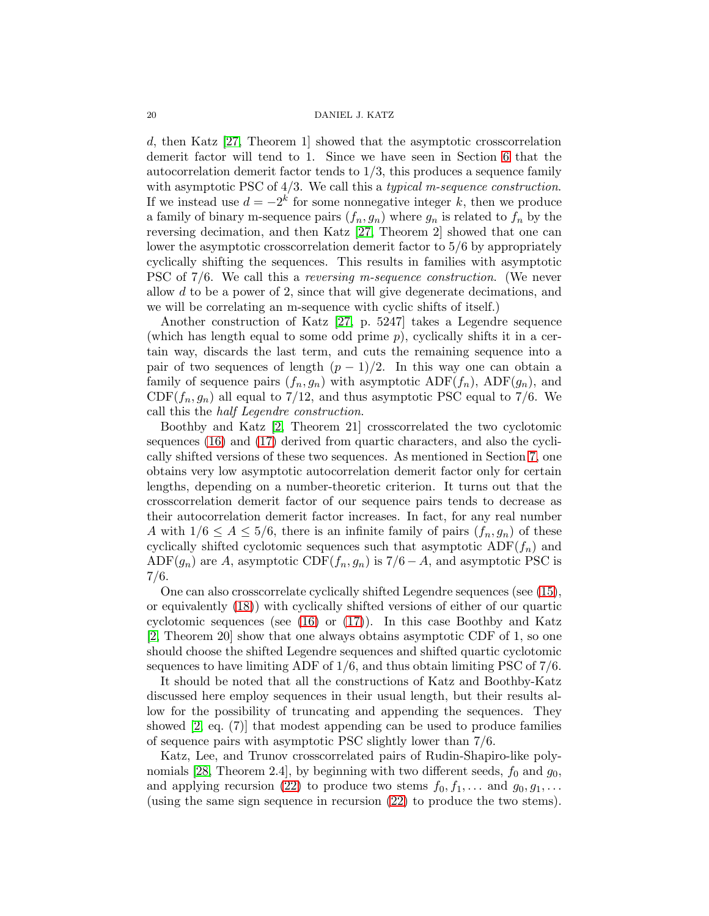$d$, then Katz [27, Theorem 1] showed that the asymptotic crosscorrelation demerit factor will tend to 1. Since we have seen in Section 6 that the autocorrelation demerit factor tends to $1/3$, this produces a sequence family with asymptotic PSC of $4/3$. We call this a *typical m-sequence construction*. If we instead use $d = -2^k$ for some nonnegative integer $k$, then we produce a family of binary m-sequence pairs $(f_n, g_n)$ where $g_n$ is related to $f_n$ by the reversing decimation, and then Katz [27, Theorem 2] showed that one can lower the asymptotic crosscorrelation demerit factor to $5/6$ by appropriately cyclically shifting the sequences. This results in families with asymptotic PSC of $7/6$. We call this a *reversing m-sequence construction*. (We never allow $d$ to be a power of 2, since that will give degenerate decimations, and we will be correlating an m-sequence with cyclic shifts of itself.)

Another construction of Katz [27, p. 5247] takes a Legendre sequence (which has length equal to some odd prime $p$), cyclically shifts it in a certain way, discards the last term, and cuts the remaining sequence into a pair of two sequences of length $(p-1)/2$. In this way one can obtain a family of sequence pairs $(f_n, g_n)$ with asymptotic $\mathrm{ADF}(f_n)$, $\mathrm{ADF}(g_n)$, and $\mathrm{CDF}(f_n, g_n)$ all equal to $7/12$, and thus asymptotic PSC equal to $7/6$. We call this the *half Legendre construction*.

Boothby and Katz [2, Theorem 21] crosscorrelated the two cyclotomic sequences (16) and (17) derived from quartic characters, and also the cyclically shifted versions of these two sequences. As mentioned in Section 7, one obtains very low asymptotic autocorrelation demerit factor only for certain lengths, depending on a number-theoretic criterion. It turns out that the crosscorrelation demerit factor of our sequence pairs tends to decrease as their autocorrelation demerit factor increases. In fact, for any real number $A$ with $1/6 \le A \le 5/6$, there is an infinite family of pairs $(f_n, g_n)$ of these cyclically shifted cyclotomic sequences such that asymptotic $\mathrm{ADF}(f_n)$ and $\mathrm{ADF}(g_n)$ are $A$, asymptotic $\mathrm{CDF}(f_n, g_n)$ is $7/6 - A$, and asymptotic PSC is $7/6$.

One can also crosscorrelate cyclically shifted Legendre sequences (see (15), or equivalently (18)) with cyclically shifted versions of either of our quartic cyclotomic sequences (see (16) or (17)). In this case Boothby and Katz [2, Theorem 20] show that one always obtains asymptotic CDF of 1, so one should choose the shifted Legendre sequences and shifted quartic cyclotomic sequences to have limiting ADF of $1/6$, and thus obtain limiting PSC of $7/6$.

It should be noted that all the constructions of Katz and Boothby-Katz discussed here employ sequences in their usual length, but their results allow for the possibility of truncating and appending the sequences. They showed [2, eq. (7)] that modest appending can be used to produce families of sequence pairs with asymptotic PSC slightly lower than $7/6$.

Katz, Lee, and Trunov crosscorrelated pairs of Rudin-Shapiro-like polynomials [28, Theorem 2.4], by beginning with two different seeds, $f_0$ and $g_0$, and applying recursion (22) to produce two stems $f_0, f_1, \ldots$ and $g_0, g_1, \ldots$ (using the same sign sequence in recursion (22) to produce the two stems).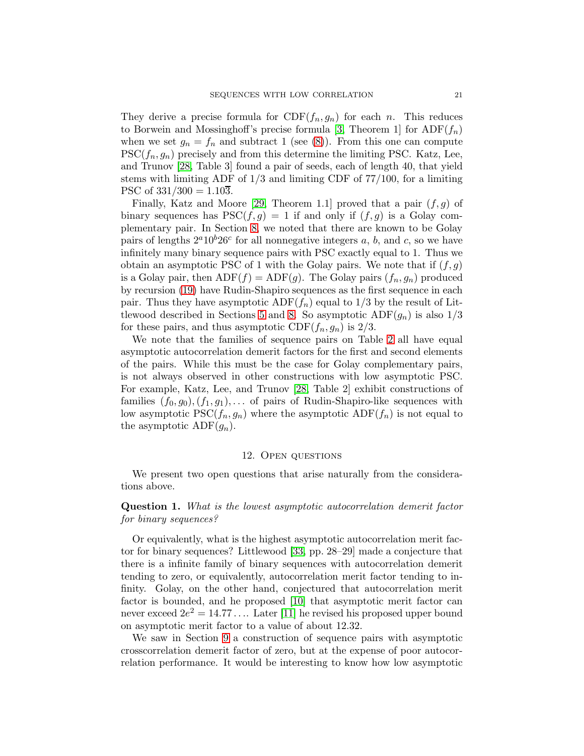They derive a precise formula for $\mathrm{CDF}(f_n, g_n)$ for each $n$. This reduces to Borwein and Mossinghoff's precise formula [3, Theorem 1] for $\mathrm{ADF}(f_n)$ when we set $g_n = f_n$ and subtract 1 (see (8)). From this one can compute $\mathrm{PSC}(f_n, g_n)$ precisely and from this determine the limiting PSC. Katz, Lee, and Trunov [28, Table 3] found a pair of seeds, each of length 40, that yield stems with limiting ADF of $1/3$ and limiting CDF of $77/100$, for a limiting PSC of $331/300 = 1.10\overline{3}$.

Finally, Katz and Moore [29, Theorem 1.1] proved that a pair $(f, g)$ of binary sequences has $\mathrm{PSC}(f, g) = 1$ if and only if $(f, g)$ is a Golay complementary pair. In Section 8, we noted that there are known to be Golay pairs of lengths $2^a 10^b 26^c$ for all nonnegative integers $a$, $b$, and $c$, so we have infinitely many binary sequence pairs with PSC exactly equal to 1. Thus we obtain an asymptotic PSC of 1 with the Golay pairs. We note that if $(f, g)$ is a Golay pair, then $\mathrm{ADF}(f) = \mathrm{ADF}(g)$. The Golay pairs $(f_n, g_n)$ produced by recursion (19) have Rudin-Shapiro sequences as the first sequence in each pair. Thus they have asymptotic $\mathrm{ADF}(f_n)$ equal to $1/3$ by the result of Littlewood described in Sections 5 and 8. So asymptotic $\mathrm{ADF}(g_n)$ is also $1/3$ for these pairs, and thus asymptotic $\mathrm{CDF}(f_n, g_n)$ is $2/3$.

We note that the families of sequence pairs on Table 2 all have equal asymptotic autocorrelation demerit factors for the first and second elements of the pairs. While this must be the case for Golay complementary pairs, is not always observed in other constructions with low asymptotic PSC. For example, Katz, Lee, and Trunov [28, Table 2] exhibit constructions of families $(f_0, g_0), (f_1, g_1), \ldots$ of pairs of Rudin-Shapiro-like sequences with low asymptotic $\mathrm{PSC}(f_n, g_n)$ where the asymptotic $\mathrm{ADF}(f_n)$ is not equal to the asymptotic $\mathrm{ADF}(g_n)$.

## 12. Open questions

We present two open questions that arise naturally from the considerations above.

**Question 1.** *What is the lowest asymptotic autocorrelation demerit factor for binary sequences?*

Or equivalently, what is the highest asymptotic autocorrelation merit factor for binary sequences? Littlewood [33, pp. 28–29] made a conjecture that there is a infinite family of binary sequences with autocorrelation demerit tending to zero, or equivalently, autocorrelation merit factor tending to infinity. Golay, on the other hand, conjectured that autocorrelation merit factor is bounded, and he proposed [10] that asymptotic merit factor can never exceed $2e^2 = 14.77\ldots$. Later [11] he revised his proposed upper bound on asymptotic merit factor to a value of about 12.32.

We saw in Section 9 a construction of sequence pairs with asymptotic crosscorrelation demerit factor of zero, but at the expense of poor autocorrelation performance. It would be interesting to know how low asymptotic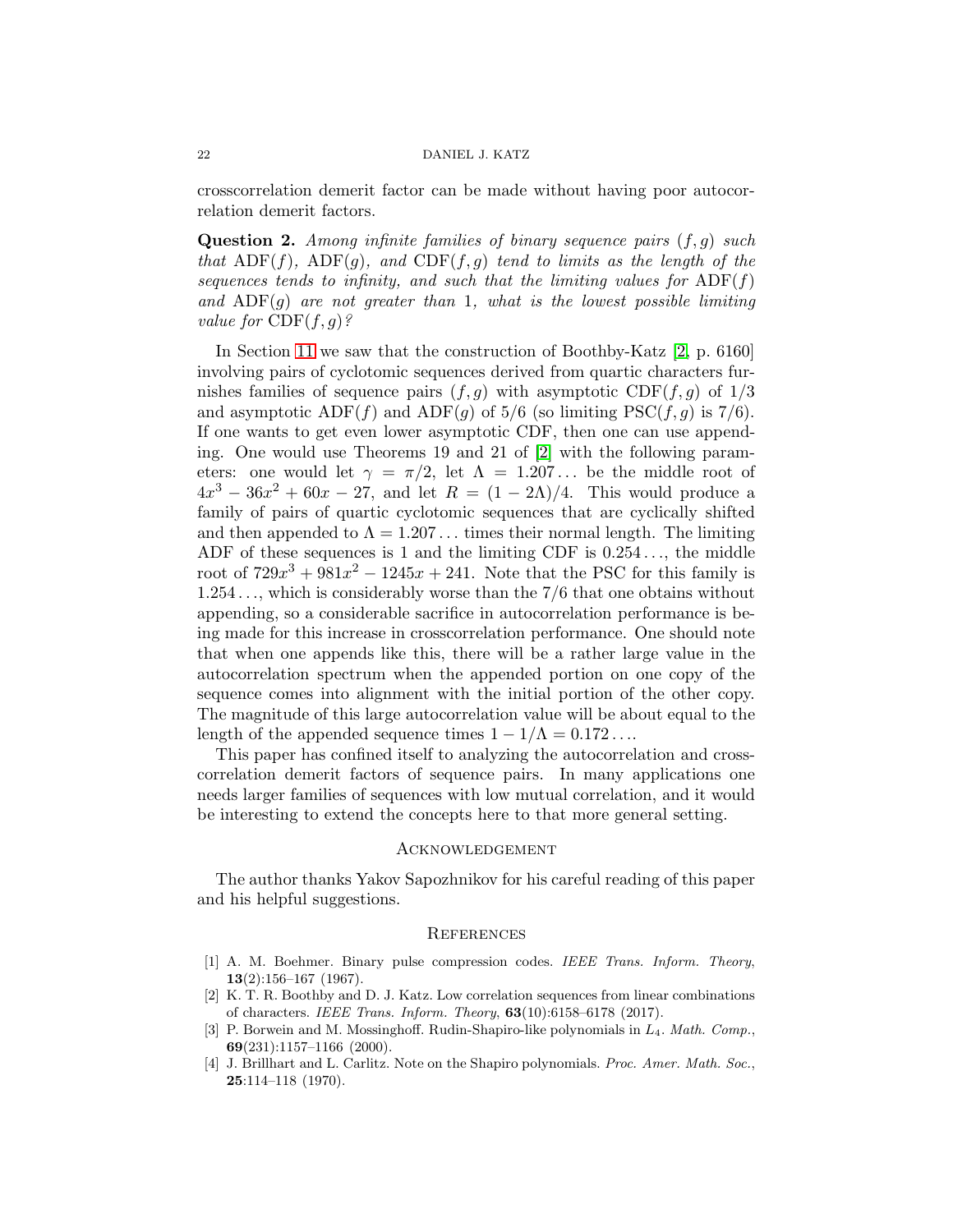crosscorrelation demerit factor can be made without having poor autocorrelation demerit factors.

**Question 2.** *Among infinite families of binary sequence pairs $(f, g)$ such that* $\mathrm{ADF}(f)$, $\mathrm{ADF}(g)$, *and* $\mathrm{CDF}(f, g)$ *tend to limits as the length of the sequences tends to infinity, and such that the limiting values for* $\mathrm{ADF}(f)$ *and* $\mathrm{ADF}(g)$ *are not greater than* 1*, what is the lowest possible limiting value for* $\mathrm{CDF}(f, g)$*?*

In Section 11 we saw that the construction of Boothby-Katz [2, p. 6160] involving pairs of cyclotomic sequences derived from quartic characters furnishes families of sequence pairs $(f, g)$ with asymptotic $\mathrm{CDF}(f, g)$ of $1/3$ and asymptotic $\mathrm{ADF}(f)$ and $\mathrm{ADF}(g)$ of $5/6$ (so limiting $\mathrm{PSC}(f, g)$ is $7/6$). If one wants to get even lower asymptotic CDF, then one can use appending. One would use Theorems 19 and 21 of [2] with the following parameters: one would let $\gamma = \pi/2$, let $\Lambda = 1.207\ldots$ be the middle root of $4x^3 - 36x^2 + 60x - 27$, and let $R = (1 - 2\Lambda)/4$. This would produce a family of pairs of quartic cyclotomic sequences that are cyclically shifted and then appended to $\Lambda = 1.207\ldots$ times their normal length. The limiting ADF of these sequences is 1 and the limiting CDF is $0.254\ldots$, the middle root of $729x^3 + 981x^2 - 1245x + 241$. Note that the PSC for this family is $1.254\ldots$, which is considerably worse than the $7/6$ that one obtains without appending, so a considerable sacrifice in autocorrelation performance is being made for this increase in crosscorrelation performance. One should note that when one appends like this, there will be a rather large value in the autocorrelation spectrum when the appended portion on one copy of the sequence comes into alignment with the initial portion of the other copy. The magnitude of this large autocorrelation value will be about equal to the length of the appended sequence times $1 - 1/\Lambda = 0.172\ldots$.

This paper has confined itself to analyzing the autocorrelation and crosscorrelation demerit factors of sequence pairs. In many applications one needs larger families of sequences with low mutual correlation, and it would be interesting to extend the concepts here to that more general setting.

## Acknowledgement

The author thanks Yakov Sapozhnikov for his careful reading of this paper and his helpful suggestions.

## References

[1] A. M. Boehmer. Binary pulse compression codes. *IEEE Trans. Inform. Theory*, **13**(2):156–167 (1967).

[2] K. T. R. Boothby and D. J. Katz. Low correlation sequences from linear combinations of characters. *IEEE Trans. Inform. Theory*, **63**(10):6158–6178 (2017).

[3] P. Borwein and M. Mossinghoff. Rudin-Shapiro-like polynomials in $L_4$. *Math. Comp.*, **69**(231):1157–1166 (2000).

[4] J. Brillhart and L. Carlitz. Note on the Shapiro polynomials. *Proc. Amer. Math. Soc.*, **25**:114–118 (1970).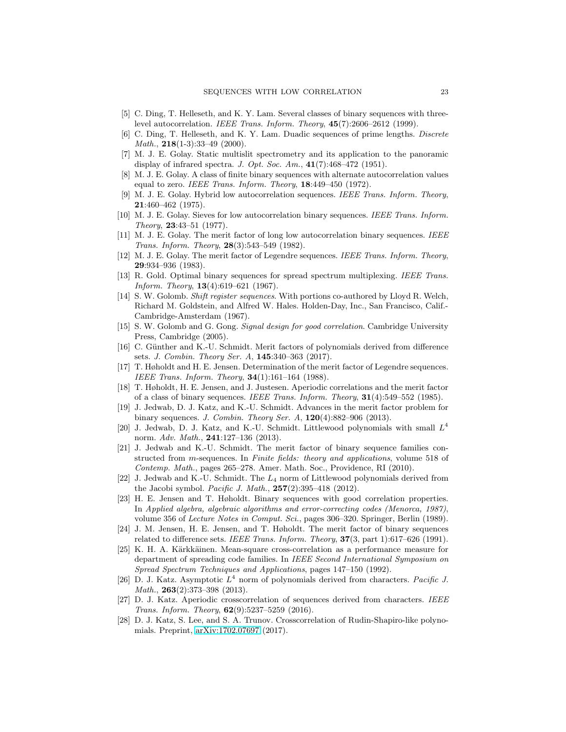[5] C. Ding, T. Helleseth, and K. Y. Lam. Several classes of binary sequences with three-level autocorrelation. *IEEE Trans. Inform. Theory*, **45**(7):2606–2612 (1999).

[6] C. Ding, T. Helleseth, and K. Y. Lam. Duadic sequences of prime lengths. *Discrete Math.*, **218**(1-3):33–49 (2000).

[7] M. J. E. Golay. Static multislit spectrometry and its application to the panoramic display of infrared spectra. *J. Opt. Soc. Am.*, **41**(7):468–472 (1951).

[8] M. J. E. Golay. A class of finite binary sequences with alternate autocorrelation values equal to zero. *IEEE Trans. Inform. Theory*, **18**:449–450 (1972).

[9] M. J. E. Golay. Hybrid low autocorrelation sequences. *IEEE Trans. Inform. Theory*, **21**:460–462 (1975).

[10] M. J. E. Golay. Sieves for low autocorrelation binary sequences. *IEEE Trans. Inform. Theory*, **23**:43–51 (1977).

[11] M. J. E. Golay. The merit factor of long low autocorrelation binary sequences. *IEEE Trans. Inform. Theory*, **28**(3):543–549 (1982).

[12] M. J. E. Golay. The merit factor of Legendre sequences. *IEEE Trans. Inform. Theory*, **29**:934–936 (1983).

[13] R. Gold. Optimal binary sequences for spread spectrum multiplexing. *IEEE Trans. Inform. Theory*, **13**(4):619–621 (1967).

[14] S. W. Golomb. *Shift register sequences*. With portions co-authored by Lloyd R. Welch, Richard M. Goldstein, and Alfred W. Hales. Holden-Day, Inc., San Francisco, Calif.-Cambridge-Amsterdam (1967).

[15] S. W. Golomb and G. Gong. *Signal design for good correlation*. Cambridge University Press, Cambridge (2005).

[16] C. Günther and K.-U. Schmidt. Merit factors of polynomials derived from difference sets. *J. Combin. Theory Ser. A*, **145**:340–363 (2017).

[17] T. Høholdt and H. E. Jensen. Determination of the merit factor of Legendre sequences. *IEEE Trans. Inform. Theory*, **34**(1):161–164 (1988).

[18] T. Høholdt, H. E. Jensen, and J. Justesen. Aperiodic correlations and the merit factor of a class of binary sequences. *IEEE Trans. Inform. Theory*, **31**(4):549–552 (1985).

[19] J. Jedwab, D. J. Katz, and K.-U. Schmidt. Advances in the merit factor problem for binary sequences. *J. Combin. Theory Ser. A*, **120**(4):882–906 (2013).

[20] J. Jedwab, D. J. Katz, and K.-U. Schmidt. Littlewood polynomials with small $L^4$ norm. *Adv. Math.*, **241**:127–136 (2013).

[21] J. Jedwab and K.-U. Schmidt. The merit factor of binary sequence families constructed from $m$-sequences. In *Finite fields: theory and applications*, volume 518 of *Contemp. Math.*, pages 265–278. Amer. Math. Soc., Providence, RI (2010).

[22] J. Jedwab and K.-U. Schmidt. The $L_4$ norm of Littlewood polynomials derived from the Jacobi symbol. *Pacific J. Math.*, **257**(2):395–418 (2012).

[23] H. E. Jensen and T. Høholdt. Binary sequences with good correlation properties. In *Applied algebra, algebraic algorithms and error-correcting codes (Menorca, 1987)*, volume 356 of *Lecture Notes in Comput. Sci.*, pages 306–320. Springer, Berlin (1989).

[24] J. M. Jensen, H. E. Jensen, and T. Høholdt. The merit factor of binary sequences related to difference sets. *IEEE Trans. Inform. Theory*, **37**(3, part 1):617–626 (1991).

[25] K. H. A. Kärkkäinen. Mean-square cross-correlation as a performance measure for department of spreading code families. In *IEEE Second International Symposium on Spread Spectrum Techniques and Applications*, pages 147–150 (1992).

[26] D. J. Katz. Asymptotic $L^4$ norm of polynomials derived from characters. *Pacific J. Math.*, **263**(2):373–398 (2013).

[27] D. J. Katz. Aperiodic crosscorrelation of sequences derived from characters. *IEEE Trans. Inform. Theory*, **62**(9):5237–5259 (2016).

[28] D. J. Katz, S. Lee, and S. A. Trunov. Crosscorrelation of Rudin-Shapiro-like polynomials. Preprint, arXiv:1702.07697 (2017).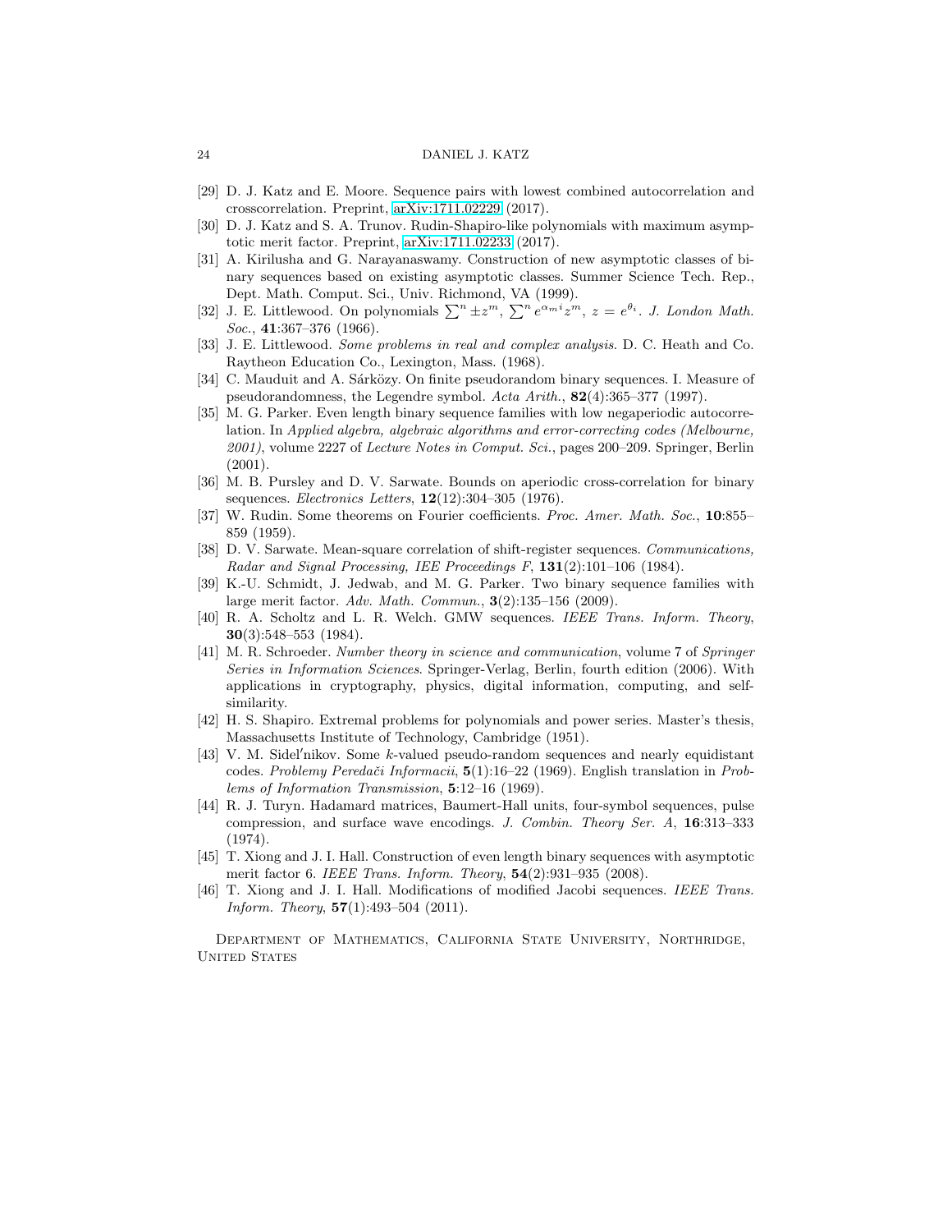[29] D. J. Katz and E. Moore. Sequence pairs with lowest combined autocorrelation and crosscorrelation. Preprint, arXiv:1711.02229 (2017).

[30] D. J. Katz and S. A. Trunov. Rudin-Shapiro-like polynomials with maximum asymptotic merit factor. Preprint, arXiv:1711.02233 (2017).

[31] A. Kirilusha and G. Narayanaswamy. Construction of new asymptotic classes of binary sequences based on existing asymptotic classes. Summer Science Tech. Rep., Dept. Math. Comput. Sci., Univ. Richmond, VA (1999).

[32] J. E. Littlewood. On polynomials $\sum^n \pm z^m$, $\sum^n e^{\alpha_m i} z^m$, $z = e^{\theta_i}$. *J. London Math. Soc.*, **41**:367–376 (1966).

[33] J. E. Littlewood. *Some problems in real and complex analysis*. D. C. Heath and Co. Raytheon Education Co., Lexington, Mass. (1968).

[34] C. Mauduit and A. Sárközy. On finite pseudorandom binary sequences. I. Measure of pseudorandomness, the Legendre symbol. *Acta Arith.*, **82**(4):365–377 (1997).

[35] M. G. Parker. Even length binary sequence families with low negaperiodic autocorrelation. In *Applied algebra, algebraic algorithms and error-correcting codes (Melbourne, 2001)*, volume 2227 of *Lecture Notes in Comput. Sci.*, pages 200–209. Springer, Berlin (2001).

[36] M. B. Pursley and D. V. Sarwate. Bounds on aperiodic cross-correlation for binary sequences. *Electronics Letters*, **12**(12):304–305 (1976).

[37] W. Rudin. Some theorems on Fourier coefficients. *Proc. Amer. Math. Soc.*, **10**:855–859 (1959).

[38] D. V. Sarwate. Mean-square correlation of shift-register sequences. *Communications, Radar and Signal Processing, IEE Proceedings F*, **131**(2):101–106 (1984).

[39] K.-U. Schmidt, J. Jedwab, and M. G. Parker. Two binary sequence families with large merit factor. *Adv. Math. Commun.*, **3**(2):135–156 (2009).

[40] R. A. Scholtz and L. R. Welch. GMW sequences. *IEEE Trans. Inform. Theory*, **30**(3):548–553 (1984).

[41] M. R. Schroeder. *Number theory in science and communication*, volume 7 of *Springer Series in Information Sciences*. Springer-Verlag, Berlin, fourth edition (2006). With applications in cryptography, physics, digital information, computing, and self-similarity.

[42] H. S. Shapiro. Extremal problems for polynomials and power series. Master's thesis, Massachusetts Institute of Technology, Cambridge (1951).

[43] V. M. Sidel′nikov. Some $k$-valued pseudo-random sequences and nearly equidistant codes. *Problemy Peredači Informacii*, **5**(1):16–22 (1969). English translation in *Problems of Information Transmission*, **5**:12–16 (1969).

[44] R. J. Turyn. Hadamard matrices, Baumert-Hall units, four-symbol sequences, pulse compression, and surface wave encodings. *J. Combin. Theory Ser. A*, **16**:313–333 (1974).

[45] T. Xiong and J. I. Hall. Construction of even length binary sequences with asymptotic merit factor 6. *IEEE Trans. Inform. Theory*, **54**(2):931–935 (2008).

[46] T. Xiong and J. I. Hall. Modifications of modified Jacobi sequences. *IEEE Trans. Inform. Theory*, **57**(1):493–504 (2011).

Department of Mathematics, California State University, Northridge, United States